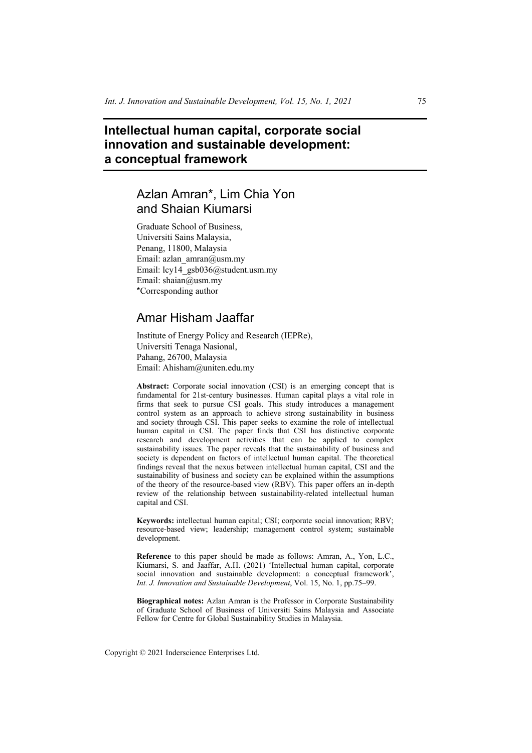# Intellectual human capital, corporate social innovation and sustainable development: a conceptual framework

## Azlan Amran*, Lim Chia Yon and Shaian Kiumarsi

Graduate School of Business,
Universiti Sains Malaysia,
Penang, 11800, Malaysia
Email: azlan_amran@usm.my
Email: lcy14_gsb036@student.usm.my
Email: shaian@usm.my
*Corresponding author

## Amar Hisham Jaaffar

Institute of Energy Policy and Research (IEPRe),
Universiti Tenaga Nasional,
Pahang, 26700, Malaysia
Email: Ahisham@uniten.edu.my

**Abstract:** Corporate social innovation (CSI) is an emerging concept that is fundamental for 21st-century businesses. Human capital plays a vital role in firms that seek to pursue CSI goals. This study introduces a management control system as an approach to achieve strong sustainability in business and society through CSI. This paper seeks to examine the role of intellectual human capital in CSI. The paper finds that CSI has distinctive corporate research and development activities that can be applied to complex sustainability issues. The paper reveals that the sustainability of business and society is dependent on factors of intellectual human capital. The theoretical findings reveal that the nexus between intellectual human capital, CSI and the sustainability of business and society can be explained within the assumptions of the theory of the resource-based view (RBV). This paper offers an in-depth review of the relationship between sustainability-related intellectual human capital and CSI.

**Keywords:** intellectual human capital; CSI; corporate social innovation; RBV; resource-based view; leadership; management control system; sustainable development.

**Reference** to this paper should be made as follows: Amran, A., Yon, L.C., Kiumarsi, S. and Jaaffar, A.H. (2021) 'Intellectual human capital, corporate social innovation and sustainable development: a conceptual framework', *Int. J. Innovation and Sustainable Development*, Vol. 15, No. 1, pp.75–99.

**Biographical notes:** Azlan Amran is the Professor in Corporate Sustainability of Graduate School of Business of Universiti Sains Malaysia and Associate Fellow for Centre for Global Sustainability Studies in Malaysia.

Copyright © 2021 Inderscience Enterprises Ltd.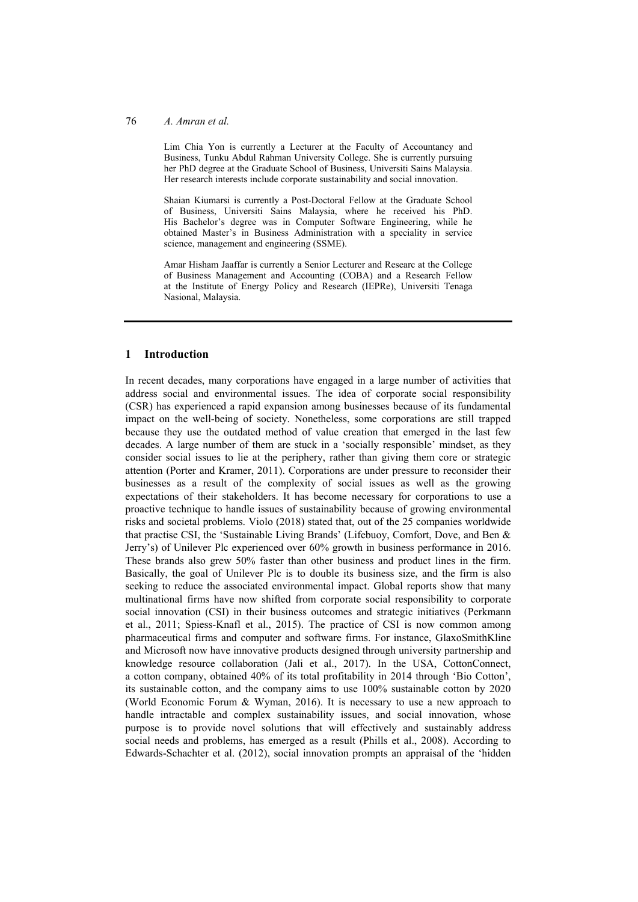Lim Chia Yon is currently a Lecturer at the Faculty of Accountancy and Business, Tunku Abdul Rahman University College. She is currently pursuing her PhD degree at the Graduate School of Business, Universiti Sains Malaysia. Her research interests include corporate sustainability and social innovation.

Shaian Kiumarsi is currently a Post-Doctoral Fellow at the Graduate School of Business, Universiti Sains Malaysia, where he received his PhD. His Bachelor's degree was in Computer Software Engineering, while he obtained Master's in Business Administration with a speciality in service science, management and engineering (SSME).

Amar Hisham Jaaffar is currently a Senior Lecturer and Researc at the College of Business Management and Accounting (COBA) and a Research Fellow at the Institute of Energy Policy and Research (IEPRe), Universiti Tenaga Nasional, Malaysia.

## 1 Introduction

In recent decades, many corporations have engaged in a large number of activities that address social and environmental issues. The idea of corporate social responsibility (CSR) has experienced a rapid expansion among businesses because of its fundamental impact on the well-being of society. Nonetheless, some corporations are still trapped because they use the outdated method of value creation that emerged in the last few decades. A large number of them are stuck in a 'socially responsible' mindset, as they consider social issues to lie at the periphery, rather than giving them core or strategic attention (Porter and Kramer, 2011). Corporations are under pressure to reconsider their businesses as a result of the complexity of social issues as well as the growing expectations of their stakeholders. It has become necessary for corporations to use a proactive technique to handle issues of sustainability because of growing environmental risks and societal problems. Violo (2018) stated that, out of the 25 companies worldwide that practise CSI, the 'Sustainable Living Brands' (Lifebuoy, Comfort, Dove, and Ben & Jerry's) of Unilever Plc experienced over 60% growth in business performance in 2016. These brands also grew 50% faster than other business and product lines in the firm. Basically, the goal of Unilever Plc is to double its business size, and the firm is also seeking to reduce the associated environmental impact. Global reports show that many multinational firms have now shifted from corporate social responsibility to corporate social innovation (CSI) in their business outcomes and strategic initiatives (Perkmann et al., 2011; Spiess-Knafl et al., 2015). The practice of CSI is now common among pharmaceutical firms and computer and software firms. For instance, GlaxoSmithKline and Microsoft now have innovative products designed through university partnership and knowledge resource collaboration (Jali et al., 2017). In the USA, CottonConnect, a cotton company, obtained 40% of its total profitability in 2014 through 'Bio Cotton', its sustainable cotton, and the company aims to use 100% sustainable cotton by 2020 (World Economic Forum & Wyman, 2016). It is necessary to use a new approach to handle intractable and complex sustainability issues, and social innovation, whose purpose is to provide novel solutions that will effectively and sustainably address social needs and problems, has emerged as a result (Phills et al., 2008). According to Edwards-Schachter et al. (2012), social innovation prompts an appraisal of the 'hidden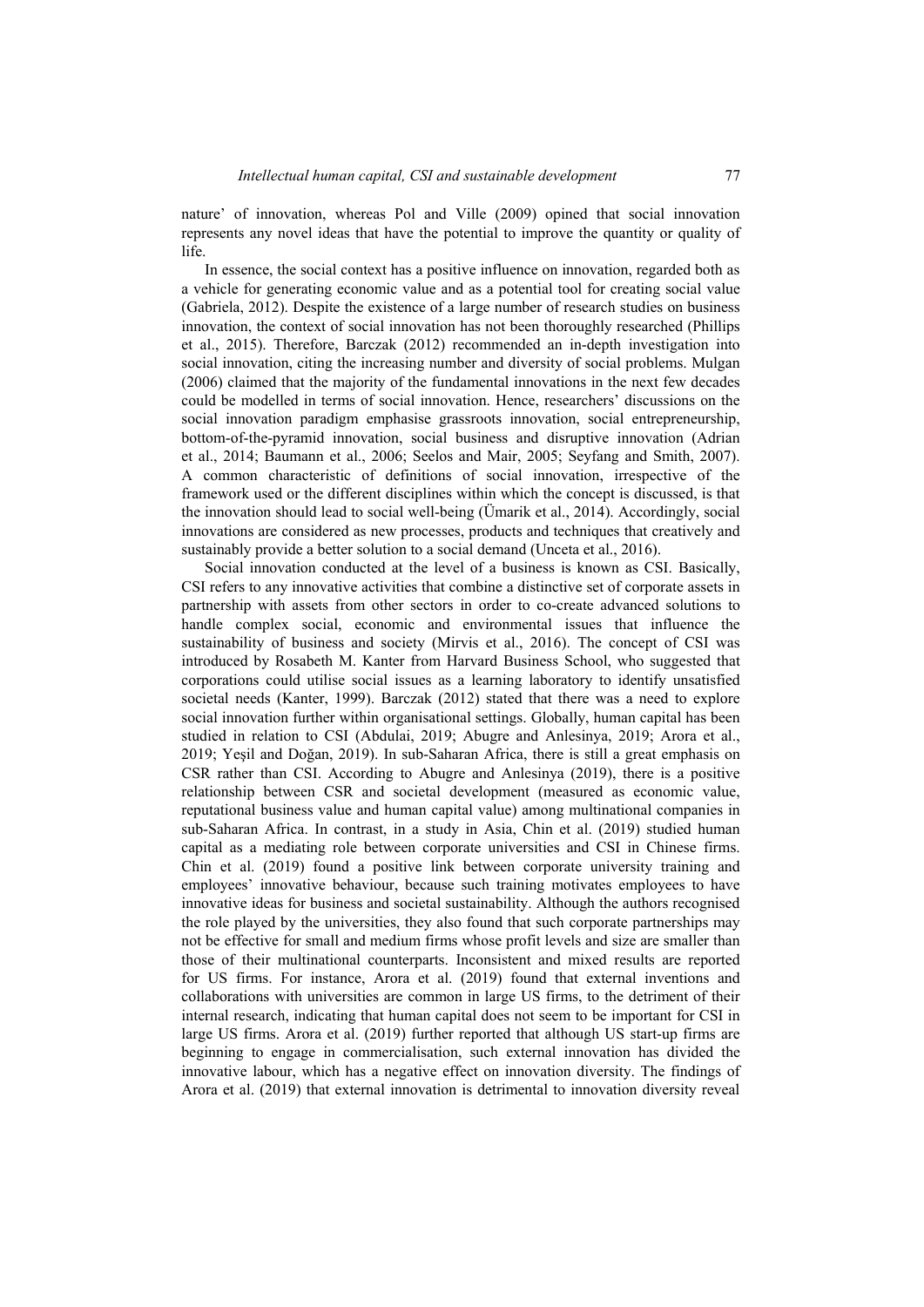nature' of innovation, whereas Pol and Ville (2009) opined that social innovation represents any novel ideas that have the potential to improve the quantity or quality of life.

In essence, the social context has a positive influence on innovation, regarded both as a vehicle for generating economic value and as a potential tool for creating social value (Gabriela, 2012). Despite the existence of a large number of research studies on business innovation, the context of social innovation has not been thoroughly researched (Phillips et al., 2015). Therefore, Barczak (2012) recommended an in-depth investigation into social innovation, citing the increasing number and diversity of social problems. Mulgan (2006) claimed that the majority of the fundamental innovations in the next few decades could be modelled in terms of social innovation. Hence, researchers' discussions on the social innovation paradigm emphasise grassroots innovation, social entrepreneurship, bottom-of-the-pyramid innovation, social business and disruptive innovation (Adrian et al., 2014; Baumann et al., 2006; Seelos and Mair, 2005; Seyfang and Smith, 2007). A common characteristic of definitions of social innovation, irrespective of the framework used or the different disciplines within which the concept is discussed, is that the innovation should lead to social well-being (Ümarik et al., 2014). Accordingly, social innovations are considered as new processes, products and techniques that creatively and sustainably provide a better solution to a social demand (Unceta et al., 2016).

Social innovation conducted at the level of a business is known as CSI. Basically, CSI refers to any innovative activities that combine a distinctive set of corporate assets in partnership with assets from other sectors in order to co-create advanced solutions to handle complex social, economic and environmental issues that influence the sustainability of business and society (Mirvis et al., 2016). The concept of CSI was introduced by Rosabeth M. Kanter from Harvard Business School, who suggested that corporations could utilise social issues as a learning laboratory to identify unsatisfied societal needs (Kanter, 1999). Barczak (2012) stated that there was a need to explore social innovation further within organisational settings. Globally, human capital has been studied in relation to CSI (Abdulai, 2019; Abugre and Anlesinya, 2019; Arora et al., 2019; Yeşil and Doğan, 2019). In sub-Saharan Africa, there is still a great emphasis on CSR rather than CSI. According to Abugre and Anlesinya (2019), there is a positive relationship between CSR and societal development (measured as economic value, reputational business value and human capital value) among multinational companies in sub-Saharan Africa. In contrast, in a study in Asia, Chin et al. (2019) studied human capital as a mediating role between corporate universities and CSI in Chinese firms. Chin et al. (2019) found a positive link between corporate university training and employees' innovative behaviour, because such training motivates employees to have innovative ideas for business and societal sustainability. Although the authors recognised the role played by the universities, they also found that such corporate partnerships may not be effective for small and medium firms whose profit levels and size are smaller than those of their multinational counterparts. Inconsistent and mixed results are reported for US firms. For instance, Arora et al. (2019) found that external inventions and collaborations with universities are common in large US firms, to the detriment of their internal research, indicating that human capital does not seem to be important for CSI in large US firms. Arora et al. (2019) further reported that although US start-up firms are beginning to engage in commercialisation, such external innovation has divided the innovative labour, which has a negative effect on innovation diversity. The findings of Arora et al. (2019) that external innovation is detrimental to innovation diversity reveal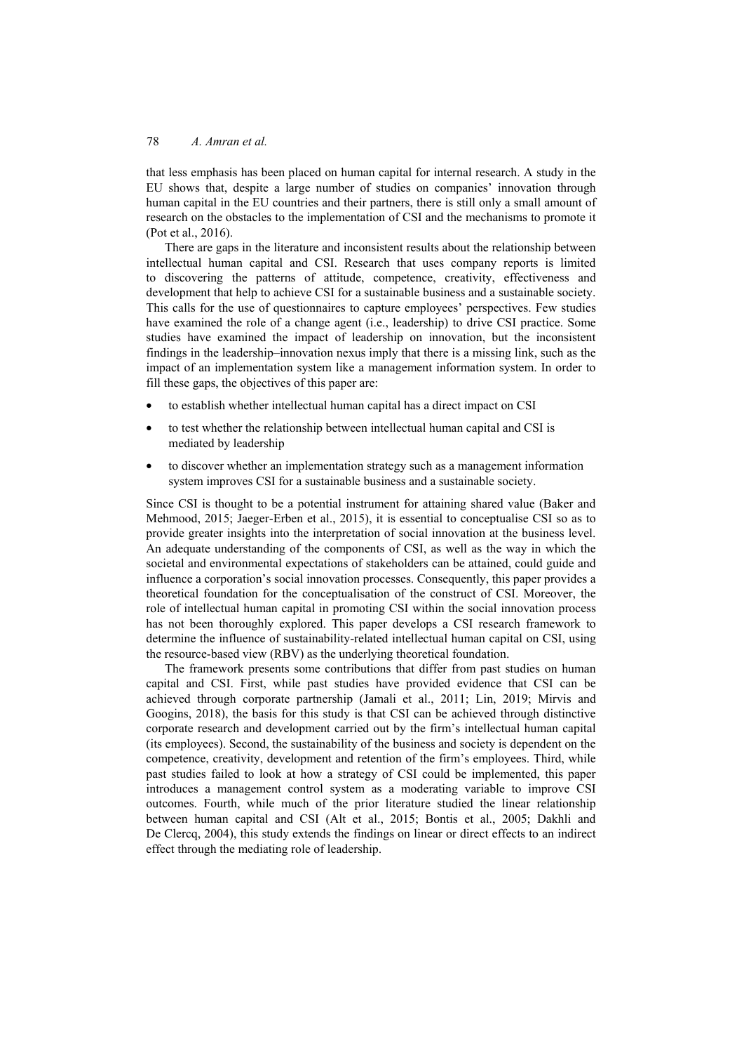that less emphasis has been placed on human capital for internal research. A study in the EU shows that, despite a large number of studies on companies' innovation through human capital in the EU countries and their partners, there is still only a small amount of research on the obstacles to the implementation of CSI and the mechanisms to promote it (Pot et al., 2016).

There are gaps in the literature and inconsistent results about the relationship between intellectual human capital and CSI. Research that uses company reports is limited to discovering the patterns of attitude, competence, creativity, effectiveness and development that help to achieve CSI for a sustainable business and a sustainable society. This calls for the use of questionnaires to capture employees' perspectives. Few studies have examined the role of a change agent (i.e., leadership) to drive CSI practice. Some studies have examined the impact of leadership on innovation, but the inconsistent findings in the leadership–innovation nexus imply that there is a missing link, such as the impact of an implementation system like a management information system. In order to fill these gaps, the objectives of this paper are:

- to establish whether intellectual human capital has a direct impact on CSI
- to test whether the relationship between intellectual human capital and CSI is mediated by leadership
- to discover whether an implementation strategy such as a management information system improves CSI for a sustainable business and a sustainable society.

Since CSI is thought to be a potential instrument for attaining shared value (Baker and Mehmood, 2015; Jaeger-Erben et al., 2015), it is essential to conceptualise CSI so as to provide greater insights into the interpretation of social innovation at the business level. An adequate understanding of the components of CSI, as well as the way in which the societal and environmental expectations of stakeholders can be attained, could guide and influence a corporation's social innovation processes. Consequently, this paper provides a theoretical foundation for the conceptualisation of the construct of CSI. Moreover, the role of intellectual human capital in promoting CSI within the social innovation process has not been thoroughly explored. This paper develops a CSI research framework to determine the influence of sustainability-related intellectual human capital on CSI, using the resource-based view (RBV) as the underlying theoretical foundation.

The framework presents some contributions that differ from past studies on human capital and CSI. First, while past studies have provided evidence that CSI can be achieved through corporate partnership (Jamali et al., 2011; Lin, 2019; Mirvis and Googins, 2018), the basis for this study is that CSI can be achieved through distinctive corporate research and development carried out by the firm's intellectual human capital (its employees). Second, the sustainability of the business and society is dependent on the competence, creativity, development and retention of the firm's employees. Third, while past studies failed to look at how a strategy of CSI could be implemented, this paper introduces a management control system as a moderating variable to improve CSI outcomes. Fourth, while much of the prior literature studied the linear relationship between human capital and CSI (Alt et al., 2015; Bontis et al., 2005; Dakhli and De Clercq, 2004), this study extends the findings on linear or direct effects to an indirect effect through the mediating role of leadership.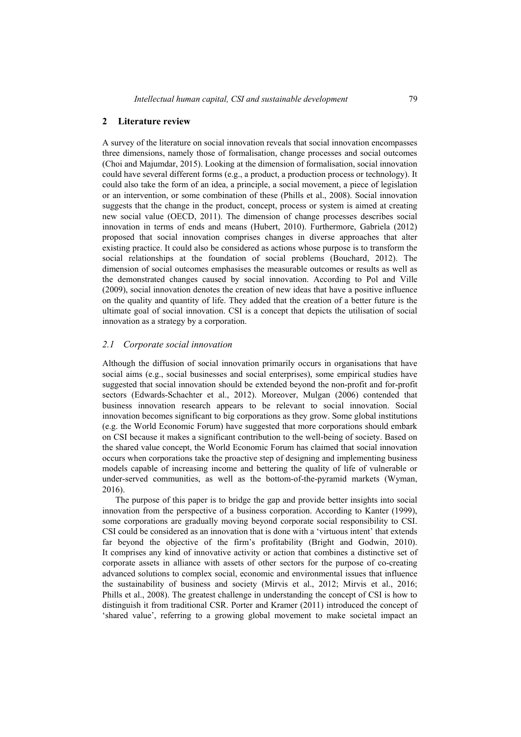## 2 Literature review

A survey of the literature on social innovation reveals that social innovation encompasses three dimensions, namely those of formalisation, change processes and social outcomes (Choi and Majumdar, 2015). Looking at the dimension of formalisation, social innovation could have several different forms (e.g., a product, a production process or technology). It could also take the form of an idea, a principle, a social movement, a piece of legislation or an intervention, or some combination of these (Phills et al., 2008). Social innovation suggests that the change in the product, concept, process or system is aimed at creating new social value (OECD, 2011). The dimension of change processes describes social innovation in terms of ends and means (Hubert, 2010). Furthermore, Gabriela (2012) proposed that social innovation comprises changes in diverse approaches that alter existing practice. It could also be considered as actions whose purpose is to transform the social relationships at the foundation of social problems (Bouchard, 2012). The dimension of social outcomes emphasises the measurable outcomes or results as well as the demonstrated changes caused by social innovation. According to Pol and Ville (2009), social innovation denotes the creation of new ideas that have a positive influence on the quality and quantity of life. They added that the creation of a better future is the ultimate goal of social innovation. CSI is a concept that depicts the utilisation of social innovation as a strategy by a corporation.

### *2.1 Corporate social innovation*

Although the diffusion of social innovation primarily occurs in organisations that have social aims (e.g., social businesses and social enterprises), some empirical studies have suggested that social innovation should be extended beyond the non-profit and for-profit sectors (Edwards-Schachter et al., 2012). Moreover, Mulgan (2006) contended that business innovation research appears to be relevant to social innovation. Social innovation becomes significant to big corporations as they grow. Some global institutions (e.g. the World Economic Forum) have suggested that more corporations should embark on CSI because it makes a significant contribution to the well-being of society. Based on the shared value concept, the World Economic Forum has claimed that social innovation occurs when corporations take the proactive step of designing and implementing business models capable of increasing income and bettering the quality of life of vulnerable or under-served communities, as well as the bottom-of-the-pyramid markets (Wyman, 2016).

The purpose of this paper is to bridge the gap and provide better insights into social innovation from the perspective of a business corporation. According to Kanter (1999), some corporations are gradually moving beyond corporate social responsibility to CSI. CSI could be considered as an innovation that is done with a 'virtuous intent' that extends far beyond the objective of the firm's profitability (Bright and Godwin, 2010). It comprises any kind of innovative activity or action that combines a distinctive set of corporate assets in alliance with assets of other sectors for the purpose of co-creating advanced solutions to complex social, economic and environmental issues that influence the sustainability of business and society (Mirvis et al., 2012; Mirvis et al., 2016; Phills et al., 2008). The greatest challenge in understanding the concept of CSI is how to distinguish it from traditional CSR. Porter and Kramer (2011) introduced the concept of 'shared value', referring to a growing global movement to make societal impact an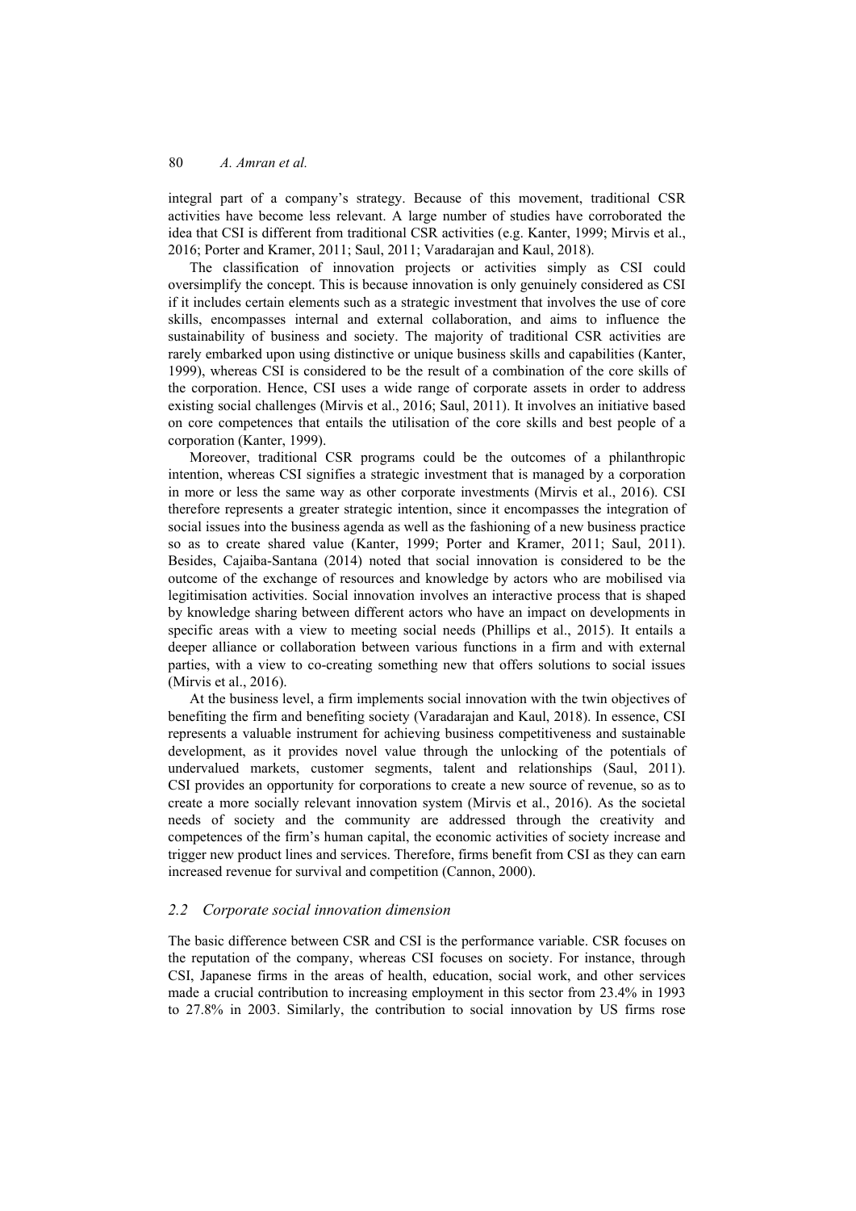integral part of a company's strategy. Because of this movement, traditional CSR activities have become less relevant. A large number of studies have corroborated the idea that CSI is different from traditional CSR activities (e.g. Kanter, 1999; Mirvis et al., 2016; Porter and Kramer, 2011; Saul, 2011; Varadarajan and Kaul, 2018).

The classification of innovation projects or activities simply as CSI could oversimplify the concept. This is because innovation is only genuinely considered as CSI if it includes certain elements such as a strategic investment that involves the use of core skills, encompasses internal and external collaboration, and aims to influence the sustainability of business and society. The majority of traditional CSR activities are rarely embarked upon using distinctive or unique business skills and capabilities (Kanter, 1999), whereas CSI is considered to be the result of a combination of the core skills of the corporation. Hence, CSI uses a wide range of corporate assets in order to address existing social challenges (Mirvis et al., 2016; Saul, 2011). It involves an initiative based on core competences that entails the utilisation of the core skills and best people of a corporation (Kanter, 1999).

Moreover, traditional CSR programs could be the outcomes of a philanthropic intention, whereas CSI signifies a strategic investment that is managed by a corporation in more or less the same way as other corporate investments (Mirvis et al., 2016). CSI therefore represents a greater strategic intention, since it encompasses the integration of social issues into the business agenda as well as the fashioning of a new business practice so as to create shared value (Kanter, 1999; Porter and Kramer, 2011; Saul, 2011). Besides, Cajaiba-Santana (2014) noted that social innovation is considered to be the outcome of the exchange of resources and knowledge by actors who are mobilised via legitimisation activities. Social innovation involves an interactive process that is shaped by knowledge sharing between different actors who have an impact on developments in specific areas with a view to meeting social needs (Phillips et al., 2015). It entails a deeper alliance or collaboration between various functions in a firm and with external parties, with a view to co-creating something new that offers solutions to social issues (Mirvis et al., 2016).

At the business level, a firm implements social innovation with the twin objectives of benefiting the firm and benefiting society (Varadarajan and Kaul, 2018). In essence, CSI represents a valuable instrument for achieving business competitiveness and sustainable development, as it provides novel value through the unlocking of the potentials of undervalued markets, customer segments, talent and relationships (Saul, 2011). CSI provides an opportunity for corporations to create a new source of revenue, so as to create a more socially relevant innovation system (Mirvis et al., 2016). As the societal needs of society and the community are addressed through the creativity and competences of the firm's human capital, the economic activities of society increase and trigger new product lines and services. Therefore, firms benefit from CSI as they can earn increased revenue for survival and competition (Cannon, 2000).

### 2.2 *Corporate social innovation dimension*

The basic difference between CSR and CSI is the performance variable. CSR focuses on the reputation of the company, whereas CSI focuses on society. For instance, through CSI, Japanese firms in the areas of health, education, social work, and other services made a crucial contribution to increasing employment in this sector from 23.4% in 1993 to 27.8% in 2003. Similarly, the contribution to social innovation by US firms rose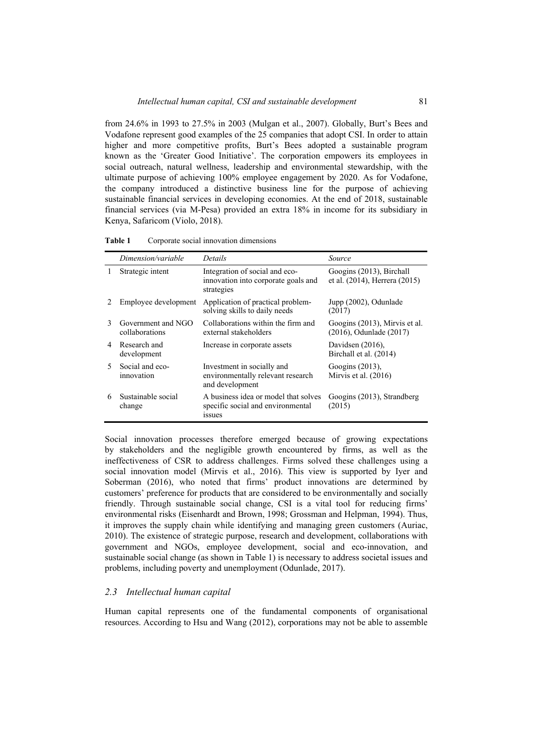from 24.6% in 1993 to 27.5% in 2003 (Mulgan et al., 2007). Globally, Burt's Bees and Vodafone represent good examples of the 25 companies that adopt CSI. In order to attain higher and more competitive profits, Burt's Bees adopted a sustainable program known as the 'Greater Good Initiative'. The corporation empowers its employees in social outreach, natural wellness, leadership and environmental stewardship, with the ultimate purpose of achieving 100% employee engagement by 2020. As for Vodafone, the company introduced a distinctive business line for the purpose of achieving sustainable financial services in developing economies. At the end of 2018, sustainable financial services (via M-Pesa) provided an extra 18% in income for its subsidiary in Kenya, Safaricom (Violo, 2018).

**Table 1** Corporate social innovation dimensions

| | *Dimension/variable* | *Details* | *Source* |
|---|---|---|---|
| 1 | Strategic intent | Integration of social and eco-innovation into corporate goals and strategies | Googins (2013), Birchall et al. (2014), Herrera (2015) |
| 2 | Employee development | Application of practical problem-solving skills to daily needs | Jupp (2002), Odunlade (2017) |
| 3 | Government and NGO collaborations | Collaborations within the firm and external stakeholders | Googins (2013), Mirvis et al. (2016), Odunlade (2017) |
| 4 | Research and development | Increase in corporate assets | Davidsen (2016), Birchall et al. (2014) |
| 5 | Social and eco-innovation | Investment in socially and environmentally relevant research and development | Googins (2013), Mirvis et al. (2016) |
| 6 | Sustainable social change | A business idea or model that solves specific social and environmental issues | Googins (2013), Strandberg (2015) |

Social innovation processes therefore emerged because of growing expectations by stakeholders and the negligible growth encountered by firms, as well as the ineffectiveness of CSR to address challenges. Firms solved these challenges using a social innovation model (Mirvis et al., 2016). This view is supported by Iyer and Soberman (2016), who noted that firms' product innovations are determined by customers' preference for products that are considered to be environmentally and socially friendly. Through sustainable social change, CSI is a vital tool for reducing firms' environmental risks (Eisenhardt and Brown, 1998; Grossman and Helpman, 1994). Thus, it improves the supply chain while identifying and managing green customers (Auriac, 2010). The existence of strategic purpose, research and development, collaborations with government and NGOs, employee development, social and eco-innovation, and sustainable social change (as shown in Table 1) is necessary to address societal issues and problems, including poverty and unemployment (Odunlade, 2017).

### *2.3 Intellectual human capital*

Human capital represents one of the fundamental components of organisational resources. According to Hsu and Wang (2012), corporations may not be able to assemble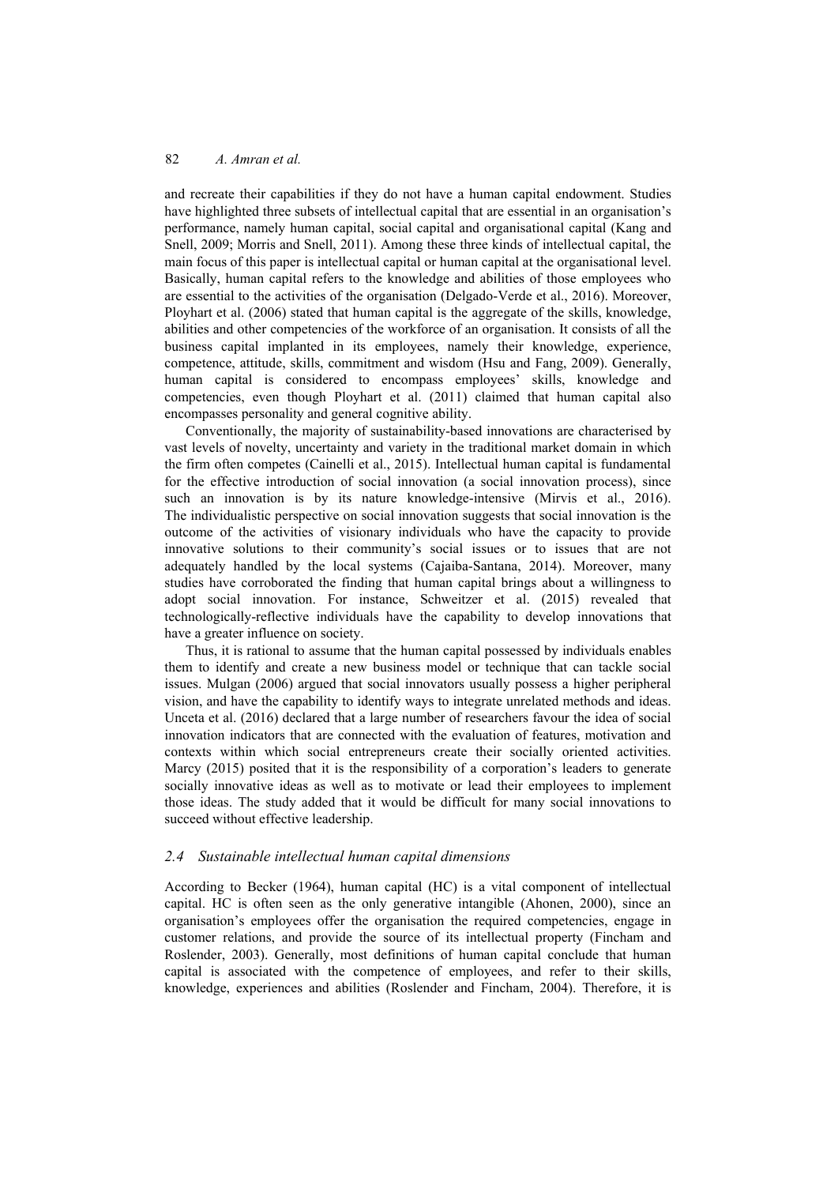and recreate their capabilities if they do not have a human capital endowment. Studies have highlighted three subsets of intellectual capital that are essential in an organisation's performance, namely human capital, social capital and organisational capital (Kang and Snell, 2009; Morris and Snell, 2011). Among these three kinds of intellectual capital, the main focus of this paper is intellectual capital or human capital at the organisational level. Basically, human capital refers to the knowledge and abilities of those employees who are essential to the activities of the organisation (Delgado-Verde et al., 2016). Moreover, Ployhart et al. (2006) stated that human capital is the aggregate of the skills, knowledge, abilities and other competencies of the workforce of an organisation. It consists of all the business capital implanted in its employees, namely their knowledge, experience, competence, attitude, skills, commitment and wisdom (Hsu and Fang, 2009). Generally, human capital is considered to encompass employees' skills, knowledge and competencies, even though Ployhart et al. (2011) claimed that human capital also encompasses personality and general cognitive ability.

Conventionally, the majority of sustainability-based innovations are characterised by vast levels of novelty, uncertainty and variety in the traditional market domain in which the firm often competes (Cainelli et al., 2015). Intellectual human capital is fundamental for the effective introduction of social innovation (a social innovation process), since such an innovation is by its nature knowledge-intensive (Mirvis et al., 2016). The individualistic perspective on social innovation suggests that social innovation is the outcome of the activities of visionary individuals who have the capacity to provide innovative solutions to their community's social issues or to issues that are not adequately handled by the local systems (Cajaiba-Santana, 2014). Moreover, many studies have corroborated the finding that human capital brings about a willingness to adopt social innovation. For instance, Schweitzer et al. (2015) revealed that technologically-reflective individuals have the capability to develop innovations that have a greater influence on society.

Thus, it is rational to assume that the human capital possessed by individuals enables them to identify and create a new business model or technique that can tackle social issues. Mulgan (2006) argued that social innovators usually possess a higher peripheral vision, and have the capability to identify ways to integrate unrelated methods and ideas. Unceta et al. (2016) declared that a large number of researchers favour the idea of social innovation indicators that are connected with the evaluation of features, motivation and contexts within which social entrepreneurs create their socially oriented activities. Marcy (2015) posited that it is the responsibility of a corporation's leaders to generate socially innovative ideas as well as to motivate or lead their employees to implement those ideas. The study added that it would be difficult for many social innovations to succeed without effective leadership.

### *2.4 Sustainable intellectual human capital dimensions*

According to Becker (1964), human capital (HC) is a vital component of intellectual capital. HC is often seen as the only generative intangible (Ahonen, 2000), since an organisation's employees offer the organisation the required competencies, engage in customer relations, and provide the source of its intellectual property (Fincham and Roslender, 2003). Generally, most definitions of human capital conclude that human capital is associated with the competence of employees, and refer to their skills, knowledge, experiences and abilities (Roslender and Fincham, 2004). Therefore, it is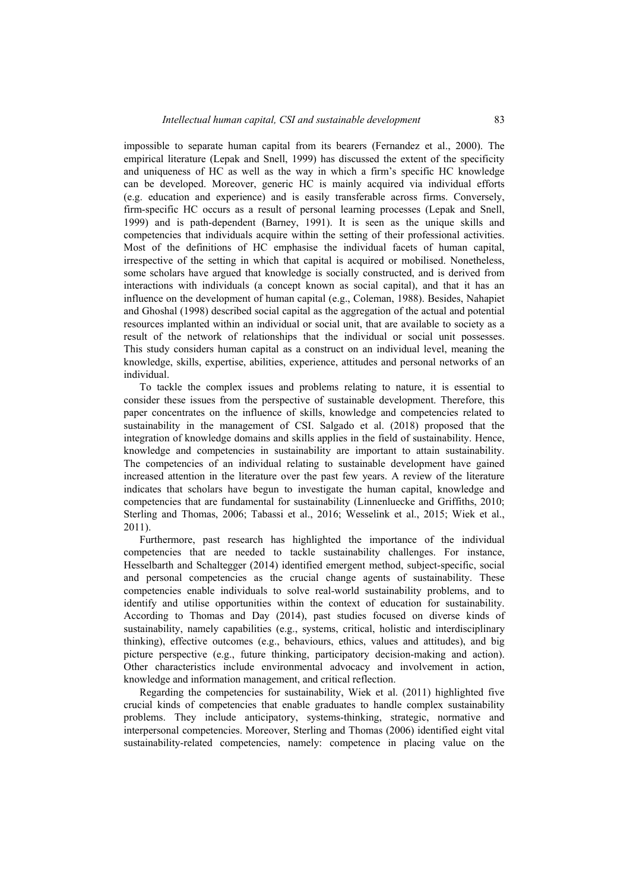impossible to separate human capital from its bearers (Fernandez et al., 2000). The empirical literature (Lepak and Snell, 1999) has discussed the extent of the specificity and uniqueness of HC as well as the way in which a firm's specific HC knowledge can be developed. Moreover, generic HC is mainly acquired via individual efforts (e.g. education and experience) and is easily transferable across firms. Conversely, firm-specific HC occurs as a result of personal learning processes (Lepak and Snell, 1999) and is path-dependent (Barney, 1991). It is seen as the unique skills and competencies that individuals acquire within the setting of their professional activities. Most of the definitions of HC emphasise the individual facets of human capital, irrespective of the setting in which that capital is acquired or mobilised. Nonetheless, some scholars have argued that knowledge is socially constructed, and is derived from interactions with individuals (a concept known as social capital), and that it has an influence on the development of human capital (e.g., Coleman, 1988). Besides, Nahapiet and Ghoshal (1998) described social capital as the aggregation of the actual and potential resources implanted within an individual or social unit, that are available to society as a result of the network of relationships that the individual or social unit possesses. This study considers human capital as a construct on an individual level, meaning the knowledge, skills, expertise, abilities, experience, attitudes and personal networks of an individual.

To tackle the complex issues and problems relating to nature, it is essential to consider these issues from the perspective of sustainable development. Therefore, this paper concentrates on the influence of skills, knowledge and competencies related to sustainability in the management of CSI. Salgado et al. (2018) proposed that the integration of knowledge domains and skills applies in the field of sustainability. Hence, knowledge and competencies in sustainability are important to attain sustainability. The competencies of an individual relating to sustainable development have gained increased attention in the literature over the past few years. A review of the literature indicates that scholars have begun to investigate the human capital, knowledge and competencies that are fundamental for sustainability (Linnenluecke and Griffiths, 2010; Sterling and Thomas, 2006; Tabassi et al., 2016; Wesselink et al., 2015; Wiek et al., 2011).

Furthermore, past research has highlighted the importance of the individual competencies that are needed to tackle sustainability challenges. For instance, Hesselbarth and Schaltegger (2014) identified emergent method, subject-specific, social and personal competencies as the crucial change agents of sustainability. These competencies enable individuals to solve real-world sustainability problems, and to identify and utilise opportunities within the context of education for sustainability. According to Thomas and Day (2014), past studies focused on diverse kinds of sustainability, namely capabilities (e.g., systems, critical, holistic and interdisciplinary thinking), effective outcomes (e.g., behaviours, ethics, values and attitudes), and big picture perspective (e.g., future thinking, participatory decision-making and action). Other characteristics include environmental advocacy and involvement in action, knowledge and information management, and critical reflection.

Regarding the competencies for sustainability, Wiek et al. (2011) highlighted five crucial kinds of competencies that enable graduates to handle complex sustainability problems. They include anticipatory, systems-thinking, strategic, normative and interpersonal competencies. Moreover, Sterling and Thomas (2006) identified eight vital sustainability-related competencies, namely: competence in placing value on the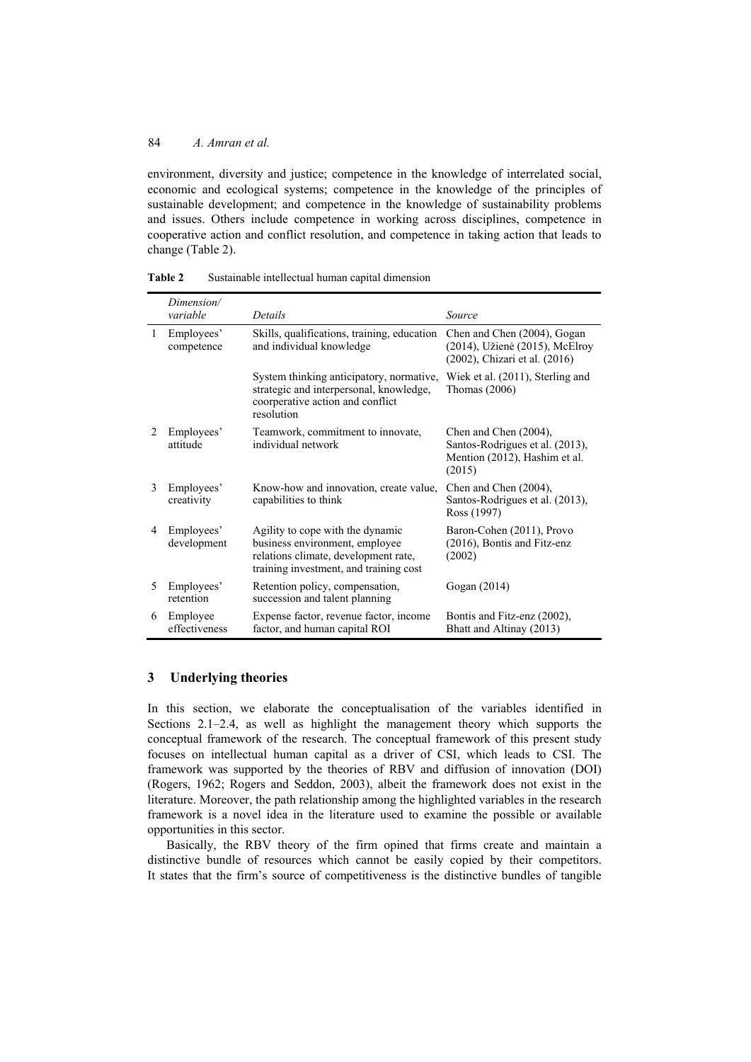environment, diversity and justice; competence in the knowledge of interrelated social, economic and ecological systems; competence in the knowledge of the principles of sustainable development; and competence in the knowledge of sustainability problems and issues. Others include competence in working across disciplines, competence in cooperative action and conflict resolution, and competence in taking action that leads to change (Table 2).

**Table 2** Sustainable intellectual human capital dimension

| | *Dimension/ variable* | *Details* | *Source* |
|---|---|---|---|
| 1 | Employees' competence | Skills, qualifications, training, education and individual knowledge | Chen and Chen (2004), Gogan (2014), Užienė (2015), McElroy (2002), Chizari et al. (2016) |
| | | System thinking anticipatory, normative, strategic and interpersonal, knowledge, coorperative action and conflict resolution | Wiek et al. (2011), Sterling and Thomas (2006) |
| 2 | Employees' attitude | Teamwork, commitment to innovate, individual network | Chen and Chen (2004), Santos-Rodrigues et al. (2013), Mention (2012), Hashim et al. (2015) |
| 3 | Employees' creativity | Know-how and innovation, create value, capabilities to think | Chen and Chen (2004), Santos-Rodrigues et al. (2013), Ross (1997) |
| 4 | Employees' development | Agility to cope with the dynamic business environment, employee relations climate, development rate, training investment, and training cost | Baron-Cohen (2011), Provo (2016), Bontis and Fitz-enz (2002) |
| 5 | Employees' retention | Retention policy, compensation, succession and talent planning | Gogan (2014) |
| 6 | Employee effectiveness | Expense factor, revenue factor, income factor, and human capital ROI | Bontis and Fitz-enz (2002), Bhatt and Altinay (2013) |

## 3 Underlying theories

In this section, we elaborate the conceptualisation of the variables identified in Sections 2.1–2.4, as well as highlight the management theory which supports the conceptual framework of the research. The conceptual framework of this present study focuses on intellectual human capital as a driver of CSI, which leads to CSI. The framework was supported by the theories of RBV and diffusion of innovation (DOI) (Rogers, 1962; Rogers and Seddon, 2003), albeit the framework does not exist in the literature. Moreover, the path relationship among the highlighted variables in the research framework is a novel idea in the literature used to examine the possible or available opportunities in this sector.

Basically, the RBV theory of the firm opined that firms create and maintain a distinctive bundle of resources which cannot be easily copied by their competitors. It states that the firm's source of competitiveness is the distinctive bundles of tangible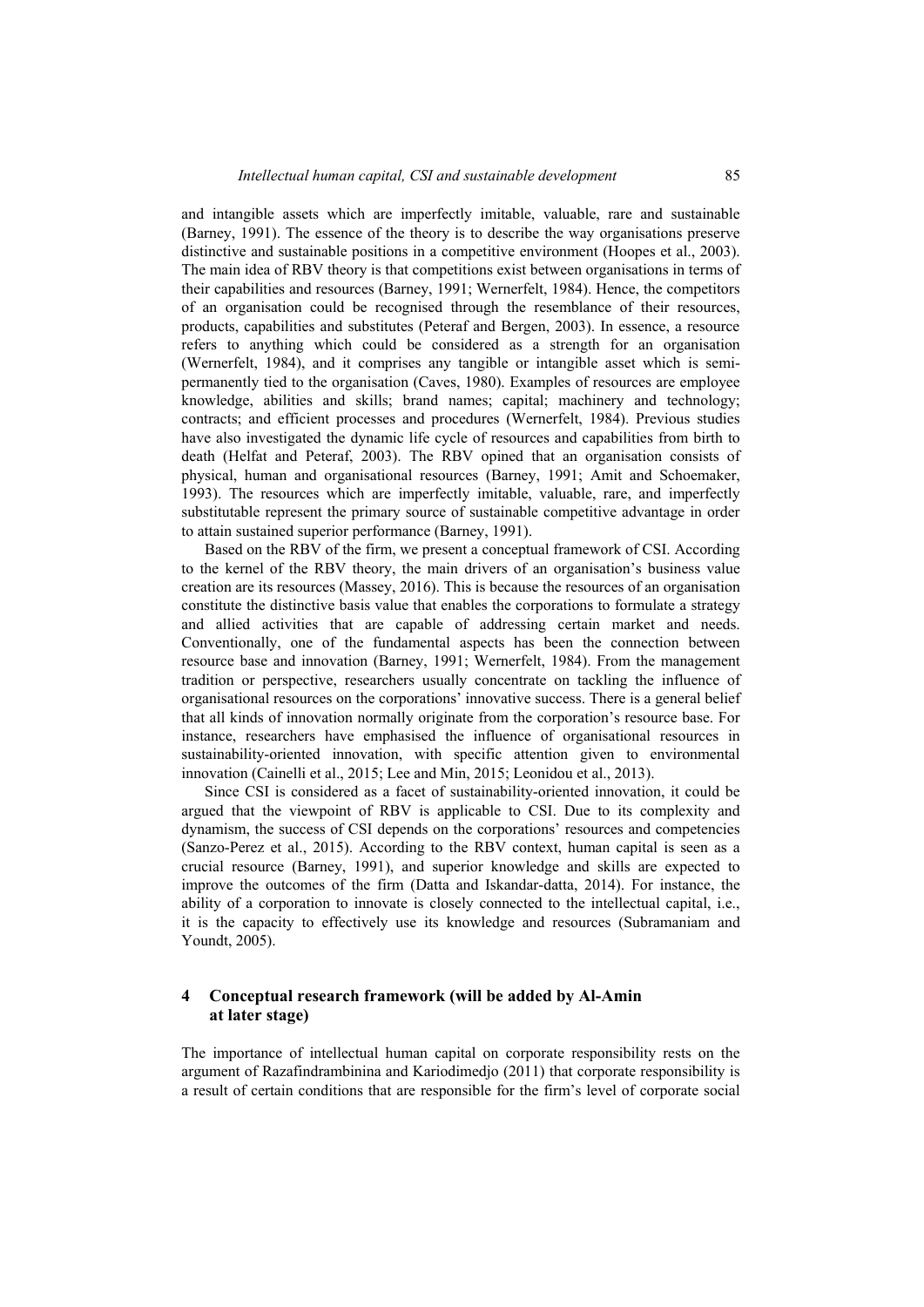and intangible assets which are imperfectly imitable, valuable, rare and sustainable (Barney, 1991). The essence of the theory is to describe the way organisations preserve distinctive and sustainable positions in a competitive environment (Hoopes et al., 2003). The main idea of RBV theory is that competitions exist between organisations in terms of their capabilities and resources (Barney, 1991; Wernerfelt, 1984). Hence, the competitors of an organisation could be recognised through the resemblance of their resources, products, capabilities and substitutes (Peteraf and Bergen, 2003). In essence, a resource refers to anything which could be considered as a strength for an organisation (Wernerfelt, 1984), and it comprises any tangible or intangible asset which is semi-permanently tied to the organisation (Caves, 1980). Examples of resources are employee knowledge, abilities and skills; brand names; capital; machinery and technology; contracts; and efficient processes and procedures (Wernerfelt, 1984). Previous studies have also investigated the dynamic life cycle of resources and capabilities from birth to death (Helfat and Peteraf, 2003). The RBV opined that an organisation consists of physical, human and organisational resources (Barney, 1991; Amit and Schoemaker, 1993). The resources which are imperfectly imitable, valuable, rare, and imperfectly substitutable represent the primary source of sustainable competitive advantage in order to attain sustained superior performance (Barney, 1991).

Based on the RBV of the firm, we present a conceptual framework of CSI. According to the kernel of the RBV theory, the main drivers of an organisation's business value creation are its resources (Massey, 2016). This is because the resources of an organisation constitute the distinctive basis value that enables the corporations to formulate a strategy and allied activities that are capable of addressing certain market and needs. Conventionally, one of the fundamental aspects has been the connection between resource base and innovation (Barney, 1991; Wernerfelt, 1984). From the management tradition or perspective, researchers usually concentrate on tackling the influence of organisational resources on the corporations' innovative success. There is a general belief that all kinds of innovation normally originate from the corporation's resource base. For instance, researchers have emphasised the influence of organisational resources in sustainability-oriented innovation, with specific attention given to environmental innovation (Cainelli et al., 2015; Lee and Min, 2015; Leonidou et al., 2013).

Since CSI is considered as a facet of sustainability-oriented innovation, it could be argued that the viewpoint of RBV is applicable to CSI. Due to its complexity and dynamism, the success of CSI depends on the corporations' resources and competencies (Sanzo-Perez et al., 2015). According to the RBV context, human capital is seen as a crucial resource (Barney, 1991), and superior knowledge and skills are expected to improve the outcomes of the firm (Datta and Iskandar-datta, 2014). For instance, the ability of a corporation to innovate is closely connected to the intellectual capital, i.e., it is the capacity to effectively use its knowledge and resources (Subramaniam and Youndt, 2005).

## 4 Conceptual research framework (will be added by Al-Amin at later stage)

The importance of intellectual human capital on corporate responsibility rests on the argument of Razafindrambinina and Kariodimedjo (2011) that corporate responsibility is a result of certain conditions that are responsible for the firm's level of corporate social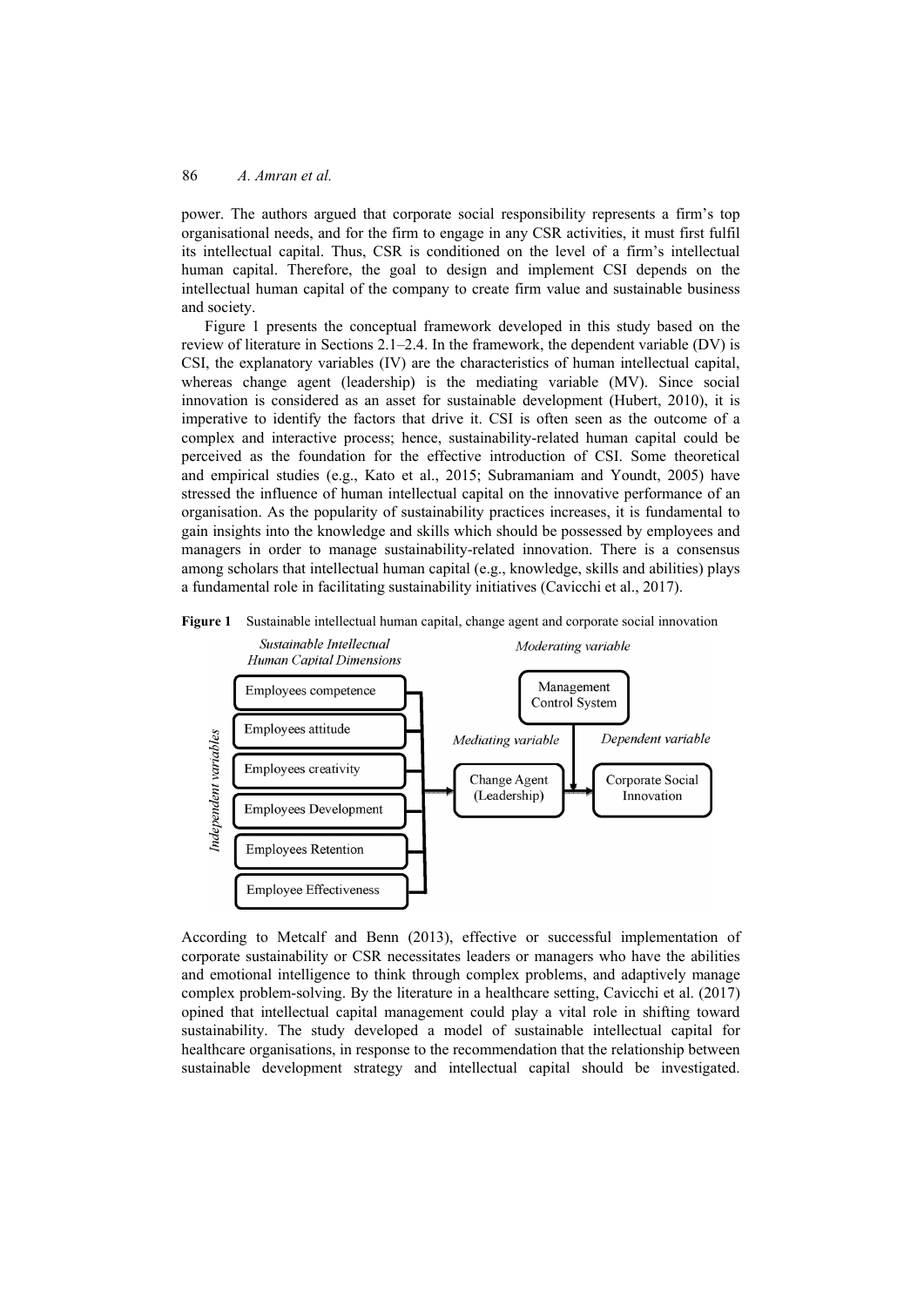power. The authors argued that corporate social responsibility represents a firm's top organisational needs, and for the firm to engage in any CSR activities, it must first fulfil its intellectual capital. Thus, CSR is conditioned on the level of a firm's intellectual human capital. Therefore, the goal to design and implement CSI depends on the intellectual human capital of the company to create firm value and sustainable business and society.

Figure 1 presents the conceptual framework developed in this study based on the review of literature in Sections 2.1–2.4. In the framework, the dependent variable (DV) is CSI, the explanatory variables (IV) are the characteristics of human intellectual capital, whereas change agent (leadership) is the mediating variable (MV). Since social innovation is considered as an asset for sustainable development (Hubert, 2010), it is imperative to identify the factors that drive it. CSI is often seen as the outcome of a complex and interactive process; hence, sustainability-related human capital could be perceived as the foundation for the effective introduction of CSI. Some theoretical and empirical studies (e.g., Kato et al., 2015; Subramaniam and Youndt, 2005) have stressed the influence of human intellectual capital on the innovative performance of an organisation. As the popularity of sustainability practices increases, it is fundamental to gain insights into the knowledge and skills which should be possessed by employees and managers in order to manage sustainability-related innovation. There is a consensus among scholars that intellectual human capital (e.g., knowledge, skills and abilities) plays a fundamental role in facilitating sustainability initiatives (Cavicchi et al., 2017).

**Figure 1** Sustainable intellectual human capital, change agent and corporate social innovation

*Sustainable Intellectual Human Capital Dimensions* — *Independent variables*: Employees competence; Employees attitude; Employees creativity; Employees Development; Employees Retention; Employee Effectiveness

*Mediating variable*: Change Agent (Leadership)

*Moderating variable*: Management Control System

*Dependent variable*: Corporate Social Innovation

According to Metcalf and Benn (2013), effective or successful implementation of corporate sustainability or CSR necessitates leaders or managers who have the abilities and emotional intelligence to think through complex problems, and adaptively manage complex problem-solving. By the literature in a healthcare setting, Cavicchi et al. (2017) opined that intellectual capital management could play a vital role in shifting toward sustainability. The study developed a model of sustainable intellectual capital for healthcare organisations, in response to the recommendation that the relationship between sustainable development strategy and intellectual capital should be investigated.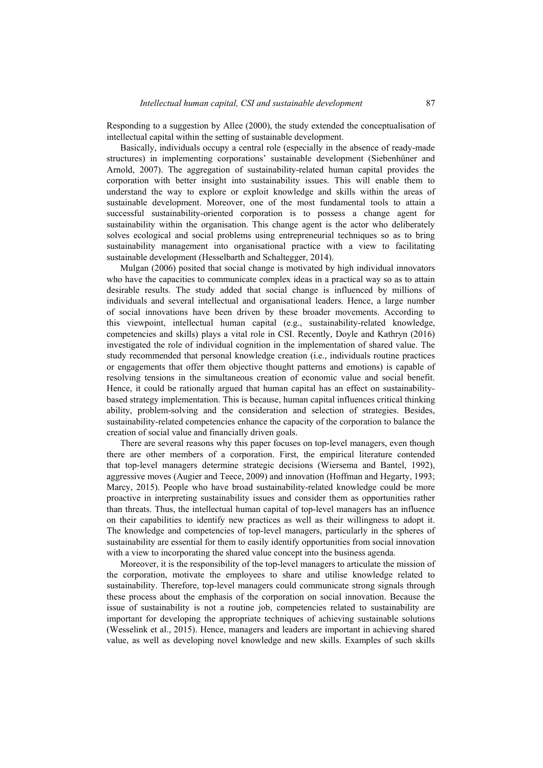Responding to a suggestion by Allee (2000), the study extended the conceptualisation of intellectual capital within the setting of sustainable development.

Basically, individuals occupy a central role (especially in the absence of ready-made structures) in implementing corporations' sustainable development (Siebenhüner and Arnold, 2007). The aggregation of sustainability-related human capital provides the corporation with better insight into sustainability issues. This will enable them to understand the way to explore or exploit knowledge and skills within the areas of sustainable development. Moreover, one of the most fundamental tools to attain a successful sustainability-oriented corporation is to possess a change agent for sustainability within the organisation. This change agent is the actor who deliberately solves ecological and social problems using entrepreneurial techniques so as to bring sustainability management into organisational practice with a view to facilitating sustainable development (Hesselbarth and Schaltegger, 2014).

Mulgan (2006) posited that social change is motivated by high individual innovators who have the capacities to communicate complex ideas in a practical way so as to attain desirable results. The study added that social change is influenced by millions of individuals and several intellectual and organisational leaders. Hence, a large number of social innovations have been driven by these broader movements. According to this viewpoint, intellectual human capital (e.g., sustainability-related knowledge, competencies and skills) plays a vital role in CSI. Recently, Doyle and Kathryn (2016) investigated the role of individual cognition in the implementation of shared value. The study recommended that personal knowledge creation (i.e., individuals routine practices or engagements that offer them objective thought patterns and emotions) is capable of resolving tensions in the simultaneous creation of economic value and social benefit. Hence, it could be rationally argued that human capital has an effect on sustainability-based strategy implementation. This is because, human capital influences critical thinking ability, problem-solving and the consideration and selection of strategies. Besides, sustainability-related competencies enhance the capacity of the corporation to balance the creation of social value and financially driven goals.

There are several reasons why this paper focuses on top-level managers, even though there are other members of a corporation. First, the empirical literature contended that top-level managers determine strategic decisions (Wiersema and Bantel, 1992), aggressive moves (Augier and Teece, 2009) and innovation (Hoffman and Hegarty, 1993; Marcy, 2015). People who have broad sustainability-related knowledge could be more proactive in interpreting sustainability issues and consider them as opportunities rather than threats. Thus, the intellectual human capital of top-level managers has an influence on their capabilities to identify new practices as well as their willingness to adopt it. The knowledge and competencies of top-level managers, particularly in the spheres of sustainability are essential for them to easily identify opportunities from social innovation with a view to incorporating the shared value concept into the business agenda.

Moreover, it is the responsibility of the top-level managers to articulate the mission of the corporation, motivate the employees to share and utilise knowledge related to sustainability. Therefore, top-level managers could communicate strong signals through these process about the emphasis of the corporation on social innovation. Because the issue of sustainability is not a routine job, competencies related to sustainability are important for developing the appropriate techniques of achieving sustainable solutions (Wesselink et al., 2015). Hence, managers and leaders are important in achieving shared value, as well as developing novel knowledge and new skills. Examples of such skills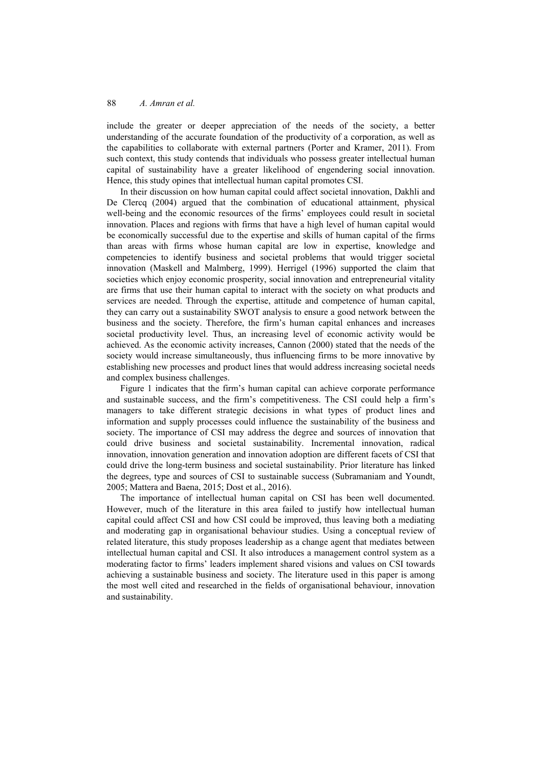include the greater or deeper appreciation of the needs of the society, a better understanding of the accurate foundation of the productivity of a corporation, as well as the capabilities to collaborate with external partners (Porter and Kramer, 2011). From such context, this study contends that individuals who possess greater intellectual human capital of sustainability have a greater likelihood of engendering social innovation. Hence, this study opines that intellectual human capital promotes CSI.

In their discussion on how human capital could affect societal innovation, Dakhli and De Clercq (2004) argued that the combination of educational attainment, physical well-being and the economic resources of the firms' employees could result in societal innovation. Places and regions with firms that have a high level of human capital would be economically successful due to the expertise and skills of human capital of the firms than areas with firms whose human capital are low in expertise, knowledge and competencies to identify business and societal problems that would trigger societal innovation (Maskell and Malmberg, 1999). Herrigel (1996) supported the claim that societies which enjoy economic prosperity, social innovation and entrepreneurial vitality are firms that use their human capital to interact with the society on what products and services are needed. Through the expertise, attitude and competence of human capital, they can carry out a sustainability SWOT analysis to ensure a good network between the business and the society. Therefore, the firm's human capital enhances and increases societal productivity level. Thus, an increasing level of economic activity would be achieved. As the economic activity increases, Cannon (2000) stated that the needs of the society would increase simultaneously, thus influencing firms to be more innovative by establishing new processes and product lines that would address increasing societal needs and complex business challenges.

Figure 1 indicates that the firm's human capital can achieve corporate performance and sustainable success, and the firm's competitiveness. The CSI could help a firm's managers to take different strategic decisions in what types of product lines and information and supply processes could influence the sustainability of the business and society. The importance of CSI may address the degree and sources of innovation that could drive business and societal sustainability. Incremental innovation, radical innovation, innovation generation and innovation adoption are different facets of CSI that could drive the long-term business and societal sustainability. Prior literature has linked the degrees, type and sources of CSI to sustainable success (Subramaniam and Youndt, 2005; Mattera and Baena, 2015; Dost et al., 2016).

The importance of intellectual human capital on CSI has been well documented. However, much of the literature in this area failed to justify how intellectual human capital could affect CSI and how CSI could be improved, thus leaving both a mediating and moderating gap in organisational behaviour studies. Using a conceptual review of related literature, this study proposes leadership as a change agent that mediates between intellectual human capital and CSI. It also introduces a management control system as a moderating factor to firms' leaders implement shared visions and values on CSI towards achieving a sustainable business and society. The literature used in this paper is among the most well cited and researched in the fields of organisational behaviour, innovation and sustainability.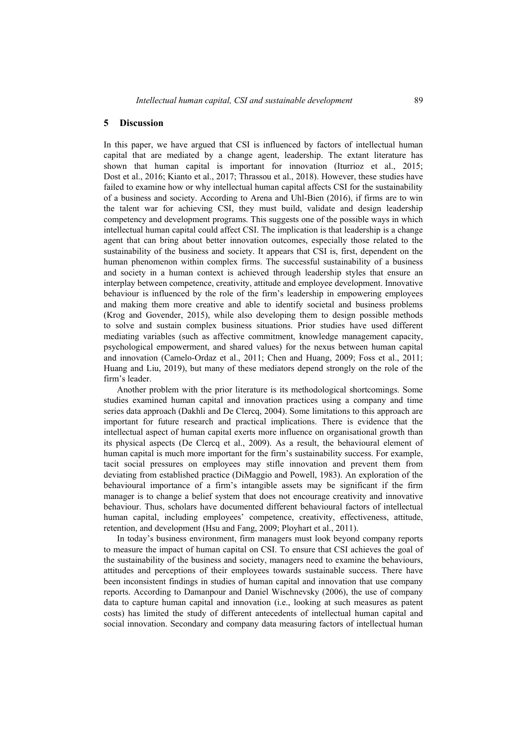## 5 Discussion

In this paper, we have argued that CSI is influenced by factors of intellectual human capital that are mediated by a change agent, leadership. The extant literature has shown that human capital is important for innovation (Iturrioz et al., 2015; Dost et al., 2016; Kianto et al., 2017; Thrassou et al., 2018). However, these studies have failed to examine how or why intellectual human capital affects CSI for the sustainability of a business and society. According to Arena and Uhl-Bien (2016), if firms are to win the talent war for achieving CSI, they must build, validate and design leadership competency and development programs. This suggests one of the possible ways in which intellectual human capital could affect CSI. The implication is that leadership is a change agent that can bring about better innovation outcomes, especially those related to the sustainability of the business and society. It appears that CSI is, first, dependent on the human phenomenon within complex firms. The successful sustainability of a business and society in a human context is achieved through leadership styles that ensure an interplay between competence, creativity, attitude and employee development. Innovative behaviour is influenced by the role of the firm's leadership in empowering employees and making them more creative and able to identify societal and business problems (Krog and Govender, 2015), while also developing them to design possible methods to solve and sustain complex business situations. Prior studies have used different mediating variables (such as affective commitment, knowledge management capacity, psychological empowerment, and shared values) for the nexus between human capital and innovation (Camelo-Ordaz et al., 2011; Chen and Huang, 2009; Foss et al., 2011; Huang and Liu, 2019), but many of these mediators depend strongly on the role of the firm's leader.

Another problem with the prior literature is its methodological shortcomings. Some studies examined human capital and innovation practices using a company and time series data approach (Dakhli and De Clercq, 2004). Some limitations to this approach are important for future research and practical implications. There is evidence that the intellectual aspect of human capital exerts more influence on organisational growth than its physical aspects (De Clercq et al., 2009). As a result, the behavioural element of human capital is much more important for the firm's sustainability success. For example, tacit social pressures on employees may stifle innovation and prevent them from deviating from established practice (DiMaggio and Powell, 1983). An exploration of the behavioural importance of a firm's intangible assets may be significant if the firm manager is to change a belief system that does not encourage creativity and innovative behaviour. Thus, scholars have documented different behavioural factors of intellectual human capital, including employees' competence, creativity, effectiveness, attitude, retention, and development (Hsu and Fang, 2009; Ployhart et al., 2011).

In today's business environment, firm managers must look beyond company reports to measure the impact of human capital on CSI. To ensure that CSI achieves the goal of the sustainability of the business and society, managers need to examine the behaviours, attitudes and perceptions of their employees towards sustainable success. There have been inconsistent findings in studies of human capital and innovation that use company reports. According to Damanpour and Daniel Wischnevsky (2006), the use of company data to capture human capital and innovation (i.e., looking at such measures as patent costs) has limited the study of different antecedents of intellectual human capital and social innovation. Secondary and company data measuring factors of intellectual human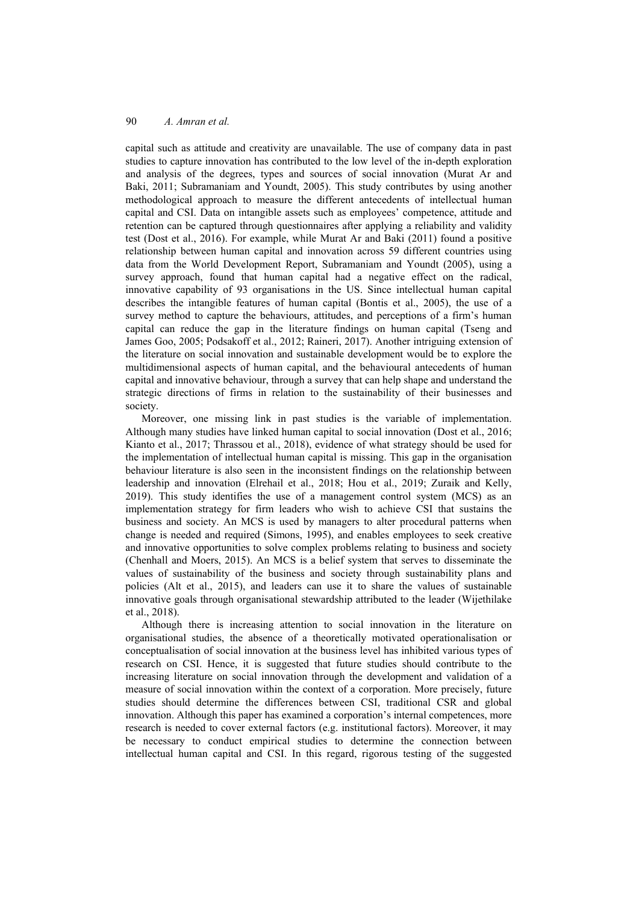capital such as attitude and creativity are unavailable. The use of company data in past studies to capture innovation has contributed to the low level of the in-depth exploration and analysis of the degrees, types and sources of social innovation (Murat Ar and Baki, 2011; Subramaniam and Youndt, 2005). This study contributes by using another methodological approach to measure the different antecedents of intellectual human capital and CSI. Data on intangible assets such as employees' competence, attitude and retention can be captured through questionnaires after applying a reliability and validity test (Dost et al., 2016). For example, while Murat Ar and Baki (2011) found a positive relationship between human capital and innovation across 59 different countries using data from the World Development Report, Subramaniam and Youndt (2005), using a survey approach, found that human capital had a negative effect on the radical, innovative capability of 93 organisations in the US. Since intellectual human capital describes the intangible features of human capital (Bontis et al., 2005), the use of a survey method to capture the behaviours, attitudes, and perceptions of a firm's human capital can reduce the gap in the literature findings on human capital (Tseng and James Goo, 2005; Podsakoff et al., 2012; Raineri, 2017). Another intriguing extension of the literature on social innovation and sustainable development would be to explore the multidimensional aspects of human capital, and the behavioural antecedents of human capital and innovative behaviour, through a survey that can help shape and understand the strategic directions of firms in relation to the sustainability of their businesses and society.

Moreover, one missing link in past studies is the variable of implementation. Although many studies have linked human capital to social innovation (Dost et al., 2016; Kianto et al., 2017; Thrassou et al., 2018), evidence of what strategy should be used for the implementation of intellectual human capital is missing. This gap in the organisation behaviour literature is also seen in the inconsistent findings on the relationship between leadership and innovation (Elrehail et al., 2018; Hou et al., 2019; Zuraik and Kelly, 2019). This study identifies the use of a management control system (MCS) as an implementation strategy for firm leaders who wish to achieve CSI that sustains the business and society. An MCS is used by managers to alter procedural patterns when change is needed and required (Simons, 1995), and enables employees to seek creative and innovative opportunities to solve complex problems relating to business and society (Chenhall and Moers, 2015). An MCS is a belief system that serves to disseminate the values of sustainability of the business and society through sustainability plans and policies (Alt et al., 2015), and leaders can use it to share the values of sustainable innovative goals through organisational stewardship attributed to the leader (Wijethilake et al., 2018).

Although there is increasing attention to social innovation in the literature on organisational studies, the absence of a theoretically motivated operationalisation or conceptualisation of social innovation at the business level has inhibited various types of research on CSI. Hence, it is suggested that future studies should contribute to the increasing literature on social innovation through the development and validation of a measure of social innovation within the context of a corporation. More precisely, future studies should determine the differences between CSI, traditional CSR and global innovation. Although this paper has examined a corporation's internal competences, more research is needed to cover external factors (e.g. institutional factors). Moreover, it may be necessary to conduct empirical studies to determine the connection between intellectual human capital and CSI. In this regard, rigorous testing of the suggested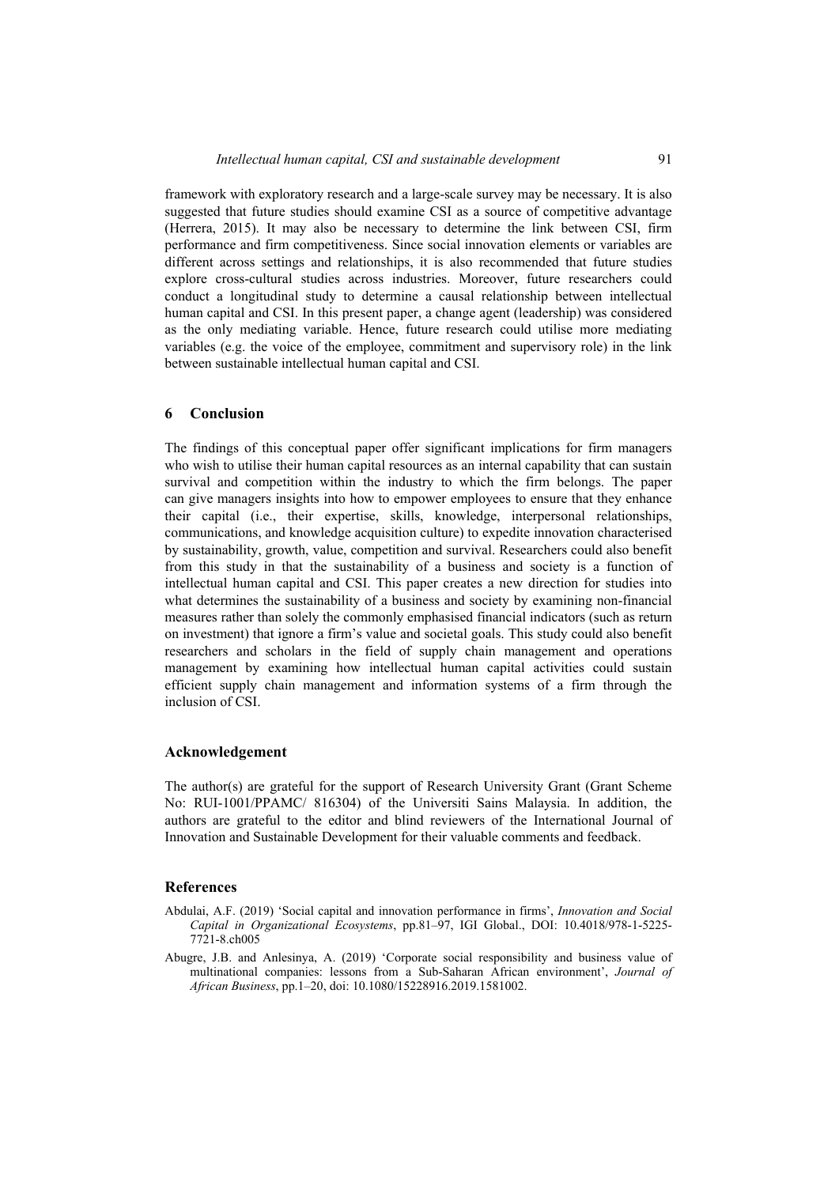framework with exploratory research and a large-scale survey may be necessary. It is also suggested that future studies should examine CSI as a source of competitive advantage (Herrera, 2015). It may also be necessary to determine the link between CSI, firm performance and firm competitiveness. Since social innovation elements or variables are different across settings and relationships, it is also recommended that future studies explore cross-cultural studies across industries. Moreover, future researchers could conduct a longitudinal study to determine a causal relationship between intellectual human capital and CSI. In this present paper, a change agent (leadership) was considered as the only mediating variable. Hence, future research could utilise more mediating variables (e.g. the voice of the employee, commitment and supervisory role) in the link between sustainable intellectual human capital and CSI.

## 6 Conclusion

The findings of this conceptual paper offer significant implications for firm managers who wish to utilise their human capital resources as an internal capability that can sustain survival and competition within the industry to which the firm belongs. The paper can give managers insights into how to empower employees to ensure that they enhance their capital (i.e., their expertise, skills, knowledge, interpersonal relationships, communications, and knowledge acquisition culture) to expedite innovation characterised by sustainability, growth, value, competition and survival. Researchers could also benefit from this study in that the sustainability of a business and society is a function of intellectual human capital and CSI. This paper creates a new direction for studies into what determines the sustainability of a business and society by examining non-financial measures rather than solely the commonly emphasised financial indicators (such as return on investment) that ignore a firm's value and societal goals. This study could also benefit researchers and scholars in the field of supply chain management and operations management by examining how intellectual human capital activities could sustain efficient supply chain management and information systems of a firm through the inclusion of CSI.

## Acknowledgement

The author(s) are grateful for the support of Research University Grant (Grant Scheme No: RUI-1001/PPAMC/ 816304) of the Universiti Sains Malaysia. In addition, the authors are grateful to the editor and blind reviewers of the International Journal of Innovation and Sustainable Development for their valuable comments and feedback.

## References

Abdulai, A.F. (2019) 'Social capital and innovation performance in firms', *Innovation and Social Capital in Organizational Ecosystems*, pp.81–97, IGI Global., DOI: 10.4018/978-1-5225-7721-8.ch005

Abugre, J.B. and Anlesinya, A. (2019) 'Corporate social responsibility and business value of multinational companies: lessons from a Sub-Saharan African environment', *Journal of African Business*, pp.1–20, doi: 10.1080/15228916.2019.1581002.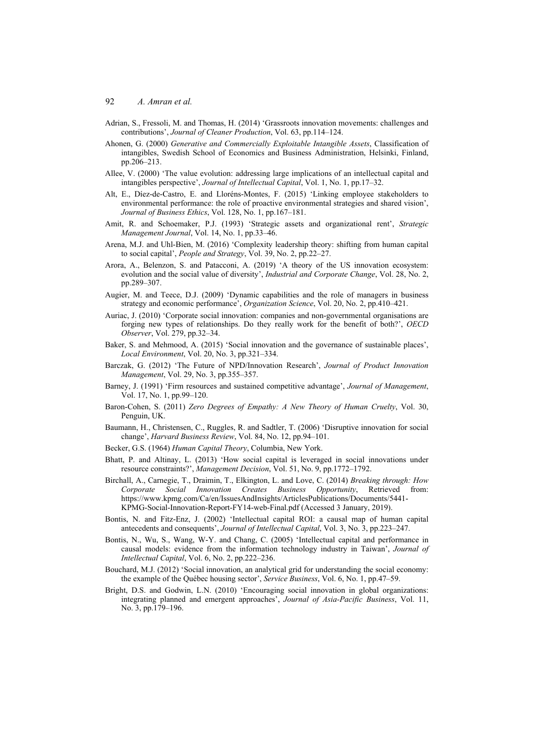Adrian, S., Fressoli, M. and Thomas, H. (2014) 'Grassroots innovation movements: challenges and contributions', *Journal of Cleaner Production*, Vol. 63, pp.114–124.

Ahonen, G. (2000) *Generative and Commercially Exploitable Intangible Assets*, Classification of intangibles, Swedish School of Economics and Business Administration, Helsinki, Finland, pp.206–213.

Allee, V. (2000) 'The value evolution: addressing large implications of an intellectual capital and intangibles perspective', *Journal of Intellectual Capital*, Vol. 1, No. 1, pp.17–32.

Alt, E., Díez-de-Castro, E. and Lloréns-Montes, F. (2015) 'Linking employee stakeholders to environmental performance: the role of proactive environmental strategies and shared vision', *Journal of Business Ethics*, Vol. 128, No. 1, pp.167–181.

Amit, R. and Schoemaker, P.J. (1993) 'Strategic assets and organizational rent', *Strategic Management Journal*, Vol. 14, No. 1, pp.33–46.

Arena, M.J. and Uhl-Bien, M. (2016) 'Complexity leadership theory: shifting from human capital to social capital', *People and Strategy*, Vol. 39, No. 2, pp.22–27.

Arora, A., Belenzon, S. and Patacconi, A. (2019) 'A theory of the US innovation ecosystem: evolution and the social value of diversity', *Industrial and Corporate Change*, Vol. 28, No. 2, pp.289–307.

Augier, M. and Teece, D.J. (2009) 'Dynamic capabilities and the role of managers in business strategy and economic performance', *Organization Science*, Vol. 20, No. 2, pp.410–421.

Auriac, J. (2010) 'Corporate social innovation: companies and non-governmental organisations are forging new types of relationships. Do they really work for the benefit of both?', *OECD Observer*, Vol. 279, pp.32–34.

Baker, S. and Mehmood, A. (2015) 'Social innovation and the governance of sustainable places', *Local Environment*, Vol. 20, No. 3, pp.321–334.

Barczak, G. (2012) 'The Future of NPD/Innovation Research', *Journal of Product Innovation Management*, Vol. 29, No. 3, pp.355–357.

Barney, J. (1991) 'Firm resources and sustained competitive advantage', *Journal of Management*, Vol. 17, No. 1, pp.99–120.

Baron-Cohen, S. (2011) *Zero Degrees of Empathy: A New Theory of Human Cruelty*, Vol. 30, Penguin, UK.

Baumann, H., Christensen, C., Ruggles, R. and Sadtler, T. (2006) 'Disruptive innovation for social change', *Harvard Business Review*, Vol. 84, No. 12, pp.94–101.

Becker, G.S. (1964) *Human Capital Theory*, Columbia, New York.

Bhatt, P. and Altinay, L. (2013) 'How social capital is leveraged in social innovations under resource constraints?', *Management Decision*, Vol. 51, No. 9, pp.1772–1792.

Birchall, A., Carnegie, T., Draimin, T., Elkington, L. and Love, C. (2014) *Breaking through: How Corporate Social Innovation Creates Business Opportunity*, Retrieved from: https://www.kpmg.com/Ca/en/IssuesAndInsights/ArticlesPublications/Documents/5441-KPMG-Social-Innovation-Report-FY14-web-Final.pdf (Accessed 3 January, 2019).

Bontis, N. and Fitz-Enz, J. (2002) 'Intellectual capital ROI: a causal map of human capital antecedents and consequents', *Journal of Intellectual Capital*, Vol. 3, No. 3, pp.223–247.

Bontis, N., Wu, S., Wang, W-Y. and Chang, C. (2005) 'Intellectual capital and performance in causal models: evidence from the information technology industry in Taiwan', *Journal of Intellectual Capital*, Vol. 6, No. 2, pp.222–236.

Bouchard, M.J. (2012) 'Social innovation, an analytical grid for understanding the social economy: the example of the Québec housing sector', *Service Business*, Vol. 6, No. 1, pp.47–59.

Bright, D.S. and Godwin, L.N. (2010) 'Encouraging social innovation in global organizations: integrating planned and emergent approaches', *Journal of Asia-Pacific Business*, Vol. 11, No. 3, pp.179–196.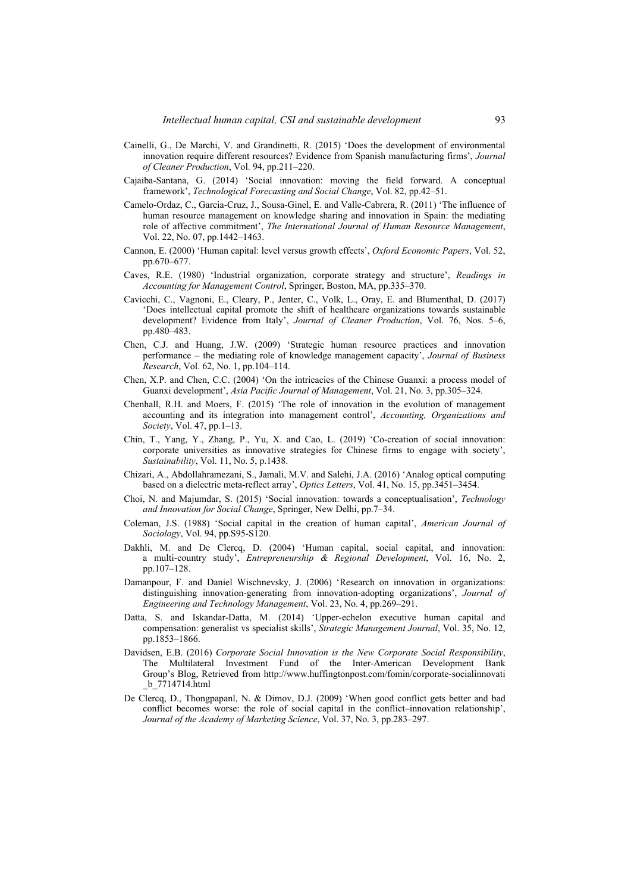Cainelli, G., De Marchi, V. and Grandinetti, R. (2015) 'Does the development of environmental innovation require different resources? Evidence from Spanish manufacturing firms', *Journal of Cleaner Production*, Vol. 94, pp.211–220.

Cajaiba-Santana, G. (2014) 'Social innovation: moving the field forward. A conceptual framework', *Technological Forecasting and Social Change*, Vol. 82, pp.42–51.

Camelo-Ordaz, C., Garcia-Cruz, J., Sousa-Ginel, E. and Valle-Cabrera, R. (2011) 'The influence of human resource management on knowledge sharing and innovation in Spain: the mediating role of affective commitment', *The International Journal of Human Resource Management*, Vol. 22, No. 07, pp.1442–1463.

Cannon, E. (2000) 'Human capital: level versus growth effects', *Oxford Economic Papers*, Vol. 52, pp.670–677.

Caves, R.E. (1980) 'Industrial organization, corporate strategy and structure', *Readings in Accounting for Management Control*, Springer, Boston, MA, pp.335–370.

Cavicchi, C., Vagnoni, E., Cleary, P., Jenter, C., Volk, L., Oray, E. and Blumenthal, D. (2017) 'Does intellectual capital promote the shift of healthcare organizations towards sustainable development? Evidence from Italy', *Journal of Cleaner Production*, Vol. 76, Nos. 5–6, pp.480–483.

Chen, C.J. and Huang, J.W. (2009) 'Strategic human resource practices and innovation performance – the mediating role of knowledge management capacity', *Journal of Business Research*, Vol. 62, No. 1, pp.104–114.

Chen, X.P. and Chen, C.C. (2004) 'On the intricacies of the Chinese Guanxi: a process model of Guanxi development', *Asia Pacific Journal of Management*, Vol. 21, No. 3, pp.305–324.

Chenhall, R.H. and Moers, F. (2015) 'The role of innovation in the evolution of management accounting and its integration into management control', *Accounting, Organizations and Society*, Vol. 47, pp.1–13.

Chin, T., Yang, Y., Zhang, P., Yu, X. and Cao, L. (2019) 'Co-creation of social innovation: corporate universities as innovative strategies for Chinese firms to engage with society', *Sustainability*, Vol. 11, No. 5, p.1438.

Chizari, A., Abdollahramezani, S., Jamali, M.V. and Salehi, J.A. (2016) 'Analog optical computing based on a dielectric meta-reflect array', *Optics Letters*, Vol. 41, No. 15, pp.3451–3454.

Choi, N. and Majumdar, S. (2015) 'Social innovation: towards a conceptualisation', *Technology and Innovation for Social Change*, Springer, New Delhi, pp.7–34.

Coleman, J.S. (1988) 'Social capital in the creation of human capital', *American Journal of Sociology*, Vol. 94, pp.S95-S120.

Dakhli, M. and De Clercq, D. (2004) 'Human capital, social capital, and innovation: a multi-country study', *Entrepreneurship & Regional Development*, Vol. 16, No. 2, pp.107–128.

Damanpour, F. and Daniel Wischnevsky, J. (2006) 'Research on innovation in organizations: distinguishing innovation-generating from innovation-adopting organizations', *Journal of Engineering and Technology Management*, Vol. 23, No. 4, pp.269–291.

Datta, S. and Iskandar-Datta, M. (2014) 'Upper-echelon executive human capital and compensation: generalist vs specialist skills', *Strategic Management Journal*, Vol. 35, No. 12, pp.1853–1866.

Davidsen, E.B. (2016) *Corporate Social Innovation is the New Corporate Social Responsibility*, The Multilateral Investment Fund of the Inter-American Development Bank Group's Blog, Retrieved from http://www.huffingtonpost.com/fomin/corporate-socialinnovati_b_7714714.html

De Clercq, D., Thongpapanl, N. & Dimov, D.J. (2009) 'When good conflict gets better and bad conflict becomes worse: the role of social capital in the conflict–innovation relationship', *Journal of the Academy of Marketing Science*, Vol. 37, No. 3, pp.283–297.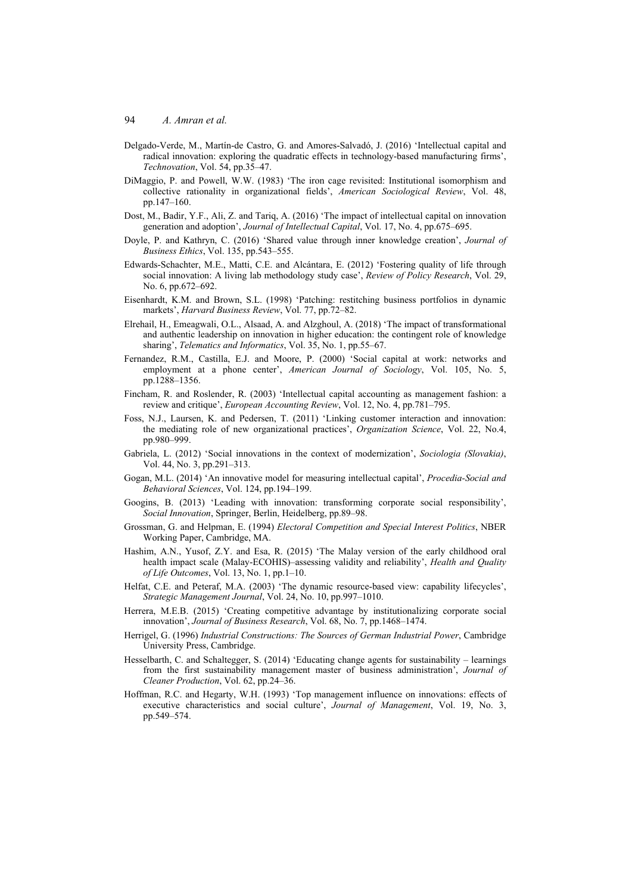Delgado-Verde, M., Martín-de Castro, G. and Amores-Salvadó, J. (2016) 'Intellectual capital and radical innovation: exploring the quadratic effects in technology-based manufacturing firms', *Technovation*, Vol. 54, pp.35–47.

DiMaggio, P. and Powell, W.W. (1983) 'The iron cage revisited: Institutional isomorphism and collective rationality in organizational fields', *American Sociological Review*, Vol. 48, pp.147–160.

Dost, M., Badir, Y.F., Ali, Z. and Tariq, A. (2016) 'The impact of intellectual capital on innovation generation and adoption', *Journal of Intellectual Capital*, Vol. 17, No. 4, pp.675–695.

Doyle, P. and Kathryn, C. (2016) 'Shared value through inner knowledge creation', *Journal of Business Ethics*, Vol. 135, pp.543–555.

Edwards-Schachter, M.E., Matti, C.E. and Alcántara, E. (2012) 'Fostering quality of life through social innovation: A living lab methodology study case', *Review of Policy Research*, Vol. 29, No. 6, pp.672–692.

Eisenhardt, K.M. and Brown, S.L. (1998) 'Patching: restitching business portfolios in dynamic markets', *Harvard Business Review*, Vol. 77, pp.72–82.

Elrehail, H., Emeagwali, O.L., Alsaad, A. and Alzghoul, A. (2018) 'The impact of transformational and authentic leadership on innovation in higher education: the contingent role of knowledge sharing', *Telematics and Informatics*, Vol. 35, No. 1, pp.55–67.

Fernandez, R.M., Castilla, E.J. and Moore, P. (2000) 'Social capital at work: networks and employment at a phone center', *American Journal of Sociology*, Vol. 105, No. 5, pp.1288–1356.

Fincham, R. and Roslender, R. (2003) 'Intellectual capital accounting as management fashion: a review and critique', *European Accounting Review*, Vol. 12, No. 4, pp.781–795.

Foss, N.J., Laursen, K. and Pedersen, T. (2011) 'Linking customer interaction and innovation: the mediating role of new organizational practices', *Organization Science*, Vol. 22, No.4, pp.980–999.

Gabriela, L. (2012) 'Social innovations in the context of modernization', *Sociologia (Slovakia)*, Vol. 44, No. 3, pp.291–313.

Gogan, M.L. (2014) 'An innovative model for measuring intellectual capital', *Procedia-Social and Behavioral Sciences*, Vol. 124, pp.194–199.

Googins, B. (2013) 'Leading with innovation: transforming corporate social responsibility', *Social Innovation*, Springer, Berlin, Heidelberg, pp.89–98.

Grossman, G. and Helpman, E. (1994) *Electoral Competition and Special Interest Politics*, NBER Working Paper, Cambridge, MA.

Hashim, A.N., Yusof, Z.Y. and Esa, R. (2015) 'The Malay version of the early childhood oral health impact scale (Malay-ECOHIS)–assessing validity and reliability', *Health and Quality of Life Outcomes*, Vol. 13, No. 1, pp.1–10.

Helfat, C.E. and Peteraf, M.A. (2003) 'The dynamic resource-based view: capability lifecycles', *Strategic Management Journal*, Vol. 24, No. 10, pp.997–1010.

Herrera, M.E.B. (2015) 'Creating competitive advantage by institutionalizing corporate social innovation', *Journal of Business Research*, Vol. 68, No. 7, pp.1468–1474.

Herrigel, G. (1996) *Industrial Constructions: The Sources of German Industrial Power*, Cambridge University Press, Cambridge.

Hesselbarth, C. and Schaltegger, S. (2014) 'Educating change agents for sustainability – learnings from the first sustainability management master of business administration', *Journal of Cleaner Production*, Vol. 62, pp.24–36.

Hoffman, R.C. and Hegarty, W.H. (1993) 'Top management influence on innovations: effects of executive characteristics and social culture', *Journal of Management*, Vol. 19, No. 3, pp.549–574.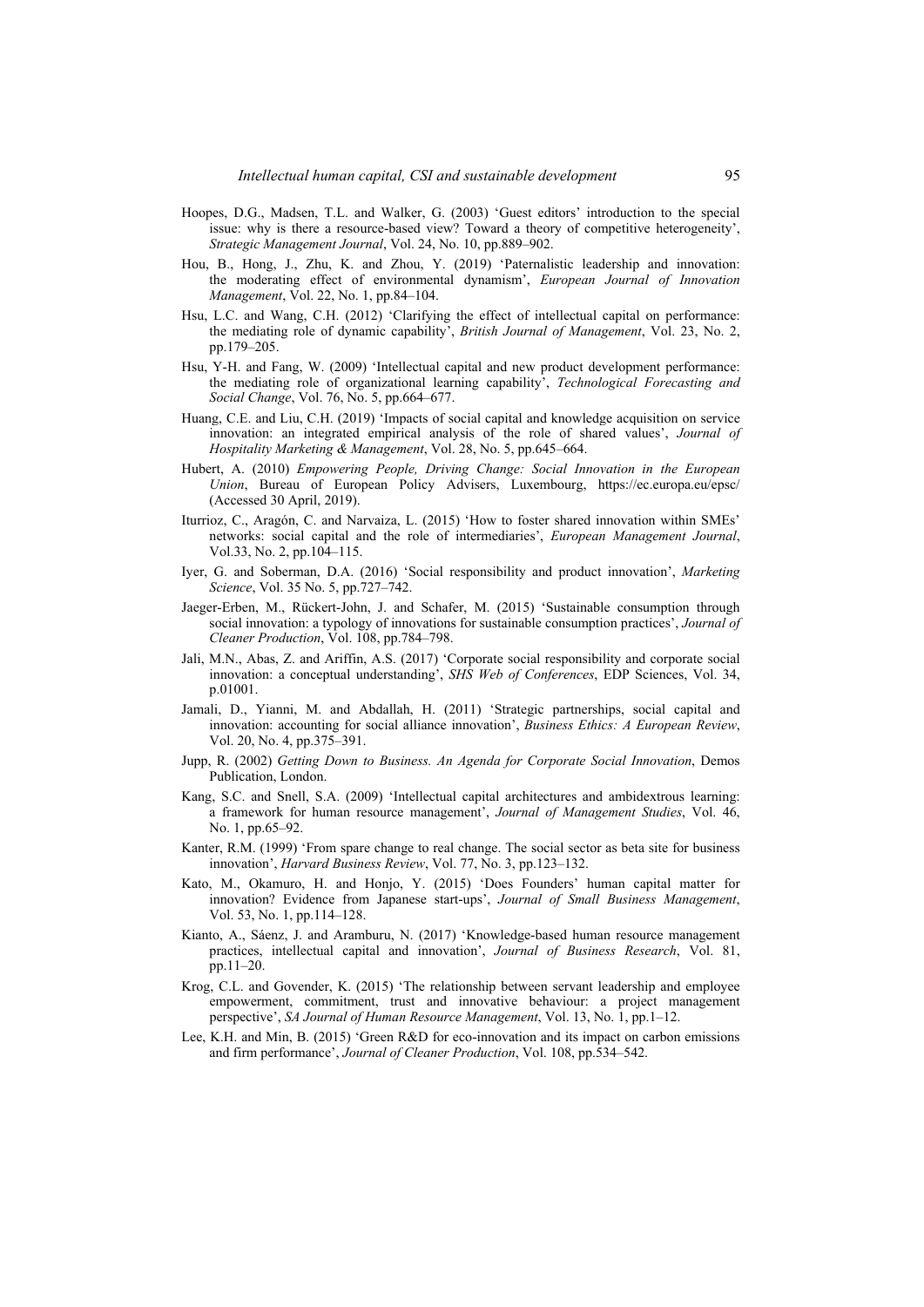Hoopes, D.G., Madsen, T.L. and Walker, G. (2003) 'Guest editors' introduction to the special issue: why is there a resource-based view? Toward a theory of competitive heterogeneity', *Strategic Management Journal*, Vol. 24, No. 10, pp.889–902.

Hou, B., Hong, J., Zhu, K. and Zhou, Y. (2019) 'Paternalistic leadership and innovation: the moderating effect of environmental dynamism', *European Journal of Innovation Management*, Vol. 22, No. 1, pp.84–104.

Hsu, L.C. and Wang, C.H. (2012) 'Clarifying the effect of intellectual capital on performance: the mediating role of dynamic capability', *British Journal of Management*, Vol. 23, No. 2, pp.179–205.

Hsu, Y-H. and Fang, W. (2009) 'Intellectual capital and new product development performance: the mediating role of organizational learning capability', *Technological Forecasting and Social Change*, Vol. 76, No. 5, pp.664–677.

Huang, C.E. and Liu, C.H. (2019) 'Impacts of social capital and knowledge acquisition on service innovation: an integrated empirical analysis of the role of shared values', *Journal of Hospitality Marketing & Management*, Vol. 28, No. 5, pp.645–664.

Hubert, A. (2010) *Empowering People, Driving Change: Social Innovation in the European Union*, Bureau of European Policy Advisers, Luxembourg, https://ec.europa.eu/epsc/ (Accessed 30 April, 2019).

Iturrioz, C., Aragón, C. and Narvaiza, L. (2015) 'How to foster shared innovation within SMEs' networks: social capital and the role of intermediaries', *European Management Journal*, Vol.33, No. 2, pp.104–115.

Iyer, G. and Soberman, D.A. (2016) 'Social responsibility and product innovation', *Marketing Science*, Vol. 35 No. 5, pp.727–742.

Jaeger-Erben, M., Rückert-John, J. and Schafer, M. (2015) 'Sustainable consumption through social innovation: a typology of innovations for sustainable consumption practices', *Journal of Cleaner Production*, Vol. 108, pp.784–798.

Jali, M.N., Abas, Z. and Ariffin, A.S. (2017) 'Corporate social responsibility and corporate social innovation: a conceptual understanding', *SHS Web of Conferences*, EDP Sciences, Vol. 34, p.01001.

Jamali, D., Yianni, M. and Abdallah, H. (2011) 'Strategic partnerships, social capital and innovation: accounting for social alliance innovation', *Business Ethics: A European Review*, Vol. 20, No. 4, pp.375–391.

Jupp, R. (2002) *Getting Down to Business. An Agenda for Corporate Social Innovation*, Demos Publication, London.

Kang, S.C. and Snell, S.A. (2009) 'Intellectual capital architectures and ambidextrous learning: a framework for human resource management', *Journal of Management Studies*, Vol. 46, No. 1, pp.65–92.

Kanter, R.M. (1999) 'From spare change to real change. The social sector as beta site for business innovation', *Harvard Business Review*, Vol. 77, No. 3, pp.123–132.

Kato, M., Okamuro, H. and Honjo, Y. (2015) 'Does Founders' human capital matter for innovation? Evidence from Japanese start-ups', *Journal of Small Business Management*, Vol. 53, No. 1, pp.114–128.

Kianto, A., Sáenz, J. and Aramburu, N. (2017) 'Knowledge-based human resource management practices, intellectual capital and innovation', *Journal of Business Research*, Vol. 81, pp.11–20.

Krog, C.L. and Govender, K. (2015) 'The relationship between servant leadership and employee empowerment, commitment, trust and innovative behaviour: a project management perspective', *SA Journal of Human Resource Management*, Vol. 13, No. 1, pp.1–12.

Lee, K.H. and Min, B. (2015) 'Green R&D for eco-innovation and its impact on carbon emissions and firm performance', *Journal of Cleaner Production*, Vol. 108, pp.534–542.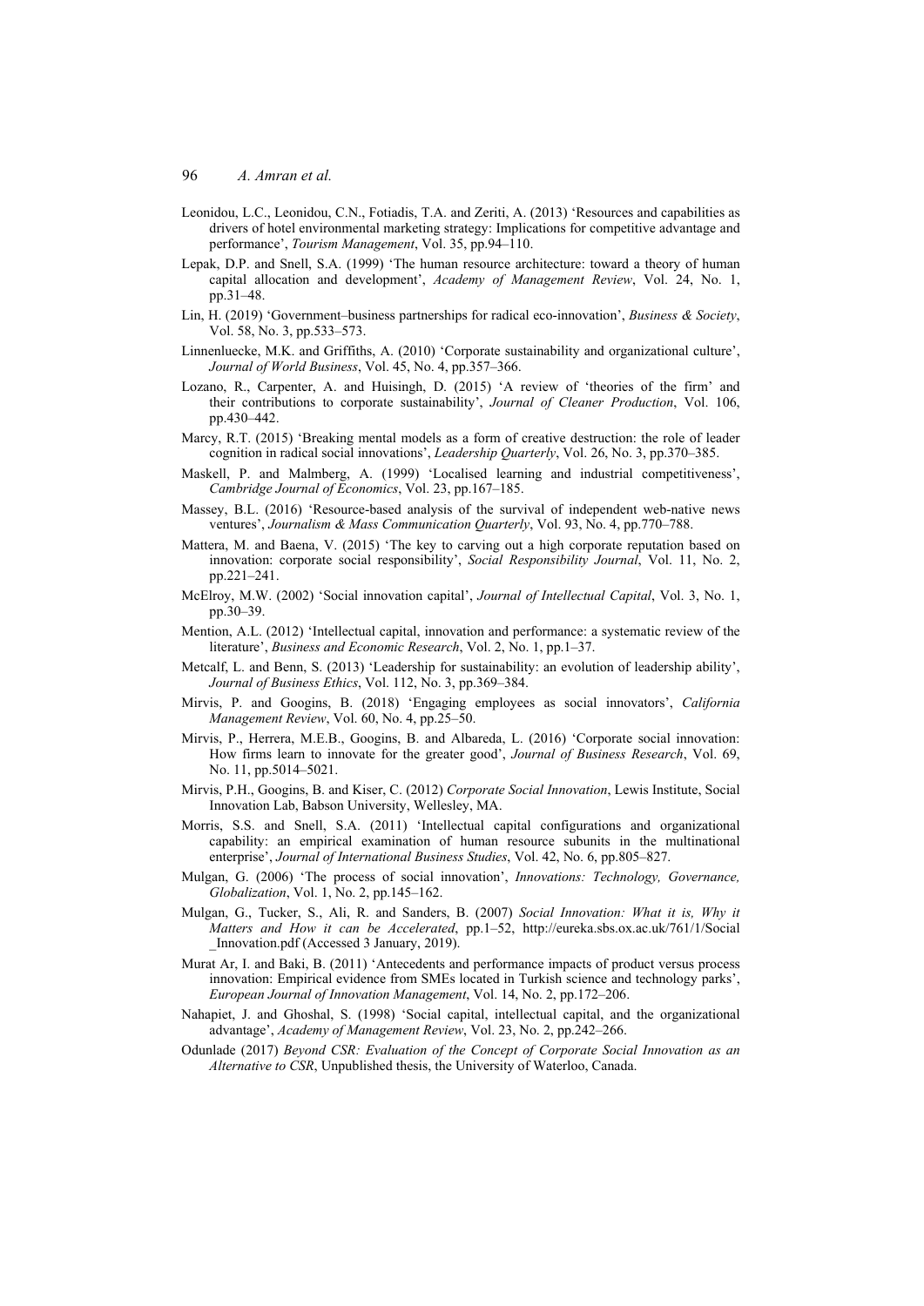Leonidou, L.C., Leonidou, C.N., Fotiadis, T.A. and Zeriti, A. (2013) 'Resources and capabilities as drivers of hotel environmental marketing strategy: Implications for competitive advantage and performance', *Tourism Management*, Vol. 35, pp.94–110.

Lepak, D.P. and Snell, S.A. (1999) 'The human resource architecture: toward a theory of human capital allocation and development', *Academy of Management Review*, Vol. 24, No. 1, pp.31–48.

Lin, H. (2019) 'Government–business partnerships for radical eco-innovation', *Business & Society*, Vol. 58, No. 3, pp.533–573.

Linnenluecke, M.K. and Griffiths, A. (2010) 'Corporate sustainability and organizational culture', *Journal of World Business*, Vol. 45, No. 4, pp.357–366.

Lozano, R., Carpenter, A. and Huisingh, D. (2015) 'A review of 'theories of the firm' and their contributions to corporate sustainability', *Journal of Cleaner Production*, Vol. 106, pp.430–442.

Marcy, R.T. (2015) 'Breaking mental models as a form of creative destruction: the role of leader cognition in radical social innovations', *Leadership Quarterly*, Vol. 26, No. 3, pp.370–385.

Maskell, P. and Malmberg, A. (1999) 'Localised learning and industrial competitiveness', *Cambridge Journal of Economics*, Vol. 23, pp.167–185.

Massey, B.L. (2016) 'Resource-based analysis of the survival of independent web-native news ventures', *Journalism & Mass Communication Quarterly*, Vol. 93, No. 4, pp.770–788.

Mattera, M. and Baena, V. (2015) 'The key to carving out a high corporate reputation based on innovation: corporate social responsibility', *Social Responsibility Journal*, Vol. 11, No. 2, pp.221–241.

McElroy, M.W. (2002) 'Social innovation capital', *Journal of Intellectual Capital*, Vol. 3, No. 1, pp.30–39.

Mention, A.L. (2012) 'Intellectual capital, innovation and performance: a systematic review of the literature', *Business and Economic Research*, Vol. 2, No. 1, pp.1–37.

Metcalf, L. and Benn, S. (2013) 'Leadership for sustainability: an evolution of leadership ability', *Journal of Business Ethics*, Vol. 112, No. 3, pp.369–384.

Mirvis, P. and Googins, B. (2018) 'Engaging employees as social innovators', *California Management Review*, Vol. 60, No. 4, pp.25–50.

Mirvis, P., Herrera, M.E.B., Googins, B. and Albareda, L. (2016) 'Corporate social innovation: How firms learn to innovate for the greater good', *Journal of Business Research*, Vol. 69, No. 11, pp.5014–5021.

Mirvis, P.H., Googins, B. and Kiser, C. (2012) *Corporate Social Innovation*, Lewis Institute, Social Innovation Lab, Babson University, Wellesley, MA.

Morris, S.S. and Snell, S.A. (2011) 'Intellectual capital configurations and organizational capability: an empirical examination of human resource subunits in the multinational enterprise', *Journal of International Business Studies*, Vol. 42, No. 6, pp.805–827.

Mulgan, G. (2006) 'The process of social innovation', *Innovations: Technology, Governance, Globalization*, Vol. 1, No. 2, pp.145–162.

Mulgan, G., Tucker, S., Ali, R. and Sanders, B. (2007) *Social Innovation: What it is, Why it Matters and How it can be Accelerated*, pp.1–52, http://eureka.sbs.ox.ac.uk/761/1/Social_Innovation.pdf (Accessed 3 January, 2019).

Murat Ar, I. and Baki, B. (2011) 'Antecedents and performance impacts of product versus process innovation: Empirical evidence from SMEs located in Turkish science and technology parks', *European Journal of Innovation Management*, Vol. 14, No. 2, pp.172–206.

Nahapiet, J. and Ghoshal, S. (1998) 'Social capital, intellectual capital, and the organizational advantage', *Academy of Management Review*, Vol. 23, No. 2, pp.242–266.

Odunlade (2017) *Beyond CSR: Evaluation of the Concept of Corporate Social Innovation as an Alternative to CSR*, Unpublished thesis, the University of Waterloo, Canada.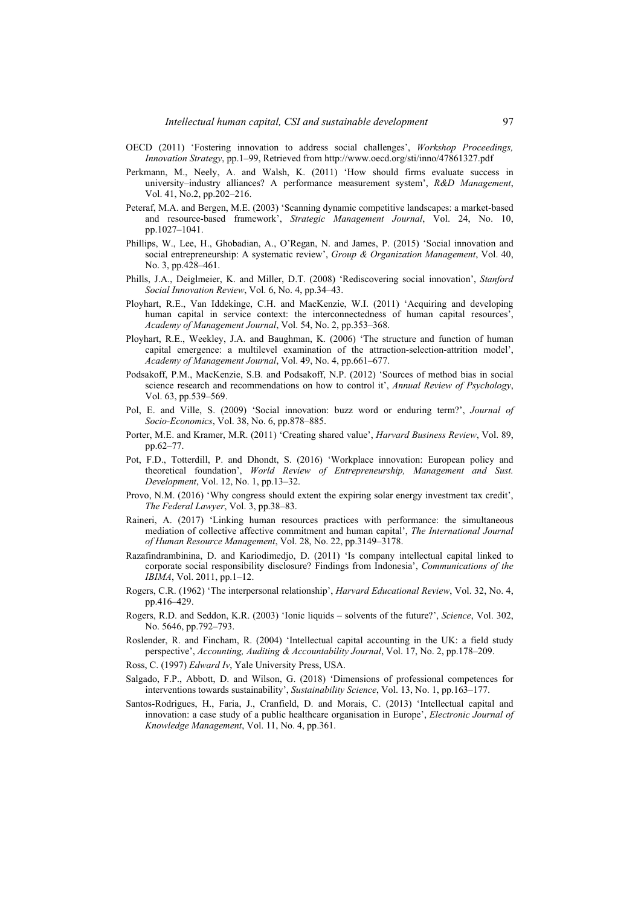OECD (2011) 'Fostering innovation to address social challenges', *Workshop Proceedings, Innovation Strategy*, pp.1–99, Retrieved from http://www.oecd.org/sti/inno/47861327.pdf

Perkmann, M., Neely, A. and Walsh, K. (2011) 'How should firms evaluate success in university–industry alliances? A performance measurement system', *R&D Management*, Vol. 41, No.2, pp.202–216.

Peteraf, M.A. and Bergen, M.E. (2003) 'Scanning dynamic competitive landscapes: a market-based and resource-based framework', *Strategic Management Journal*, Vol. 24, No. 10, pp.1027–1041.

Phillips, W., Lee, H., Ghobadian, A., O'Regan, N. and James, P. (2015) 'Social innovation and social entrepreneurship: A systematic review', *Group & Organization Management*, Vol. 40, No. 3, pp.428–461.

Phills, J.A., Deiglmeier, K. and Miller, D.T. (2008) 'Rediscovering social innovation', *Stanford Social Innovation Review*, Vol. 6, No. 4, pp.34–43.

Ployhart, R.E., Van Iddekinge, C.H. and MacKenzie, W.I. (2011) 'Acquiring and developing human capital in service context: the interconnectedness of human capital resources', *Academy of Management Journal*, Vol. 54, No. 2, pp.353–368.

Ployhart, R.E., Weekley, J.A. and Baughman, K. (2006) 'The structure and function of human capital emergence: a multilevel examination of the attraction-selection-attrition model', *Academy of Management Journal*, Vol. 49, No. 4, pp.661–677.

Podsakoff, P.M., MacKenzie, S.B. and Podsakoff, N.P. (2012) 'Sources of method bias in social science research and recommendations on how to control it', *Annual Review of Psychology*, Vol. 63, pp.539–569.

Pol, E. and Ville, S. (2009) 'Social innovation: buzz word or enduring term?', *Journal of Socio-Economics*, Vol. 38, No. 6, pp.878–885.

Porter, M.E. and Kramer, M.R. (2011) 'Creating shared value', *Harvard Business Review*, Vol. 89, pp.62–77.

Pot, F.D., Totterdill, P. and Dhondt, S. (2016) 'Workplace innovation: European policy and theoretical foundation', *World Review of Entrepreneurship, Management and Sust. Development*, Vol. 12, No. 1, pp.13–32.

Provo, N.M. (2016) 'Why congress should extent the expiring solar energy investment tax credit', *The Federal Lawyer*, Vol. 3, pp.38–83.

Raineri, A. (2017) 'Linking human resources practices with performance: the simultaneous mediation of collective affective commitment and human capital', *The International Journal of Human Resource Management*, Vol. 28, No. 22, pp.3149–3178.

Razafindrambinina, D. and Kariodimedjo, D. (2011) 'Is company intellectual capital linked to corporate social responsibility disclosure? Findings from Indonesia', *Communications of the IBIMA*, Vol. 2011, pp.1–12.

Rogers, C.R. (1962) 'The interpersonal relationship', *Harvard Educational Review*, Vol. 32, No. 4, pp.416–429.

Rogers, R.D. and Seddon, K.R. (2003) 'Ionic liquids – solvents of the future?', *Science*, Vol. 302, No. 5646, pp.792–793.

Roslender, R. and Fincham, R. (2004) 'Intellectual capital accounting in the UK: a field study perspective', *Accounting, Auditing & Accountability Journal*, Vol. 17, No. 2, pp.178–209.

Ross, C. (1997) *Edward Iv*, Yale University Press, USA.

Salgado, F.P., Abbott, D. and Wilson, G. (2018) 'Dimensions of professional competences for interventions towards sustainability', *Sustainability Science*, Vol. 13, No. 1, pp.163–177.

Santos-Rodrigues, H., Faria, J., Cranfield, D. and Morais, C. (2013) 'Intellectual capital and innovation: a case study of a public healthcare organisation in Europe', *Electronic Journal of Knowledge Management*, Vol. 11, No. 4, pp.361.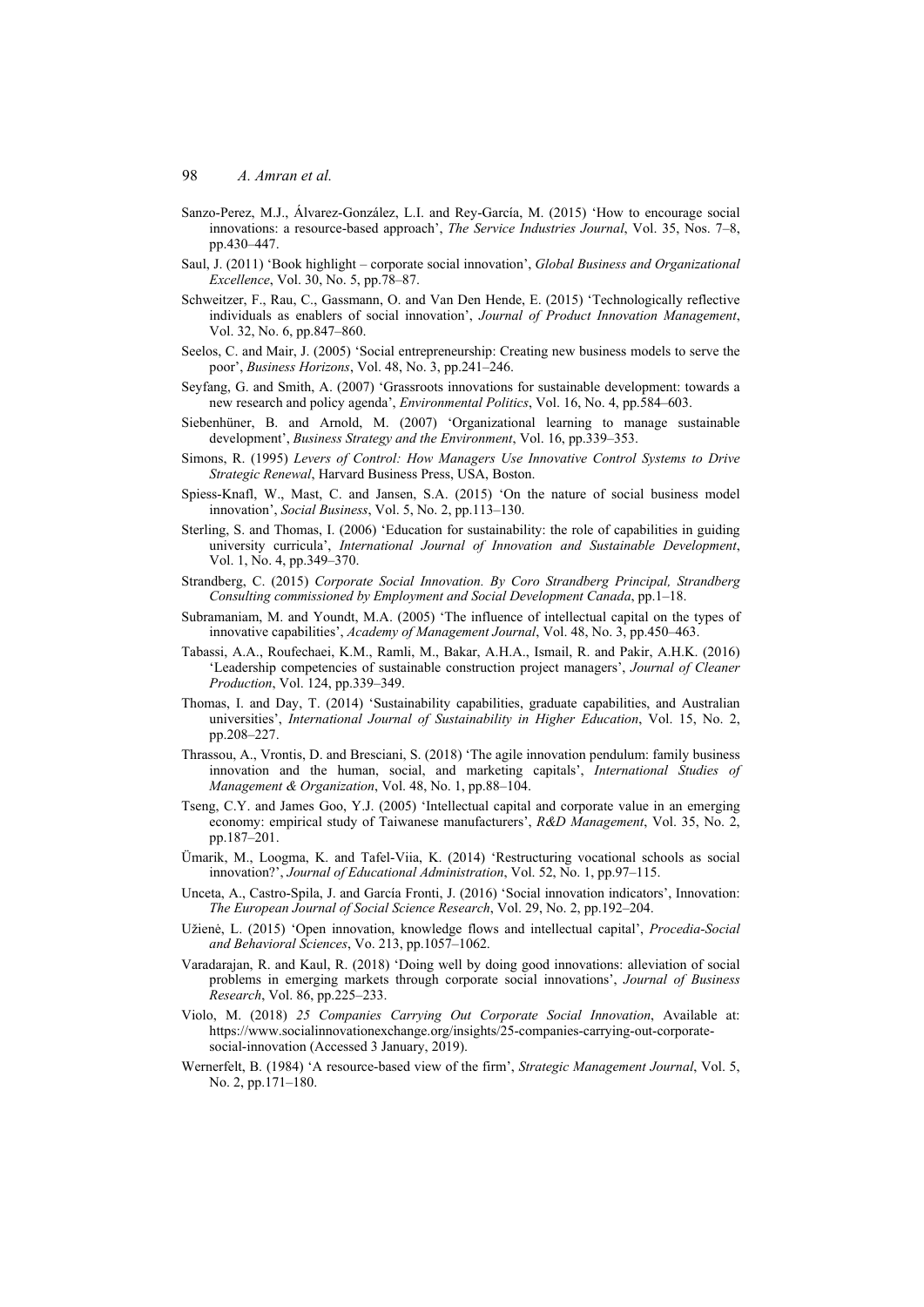Sanzo-Perez, M.J., Álvarez-González, L.I. and Rey-García, M. (2015) 'How to encourage social innovations: a resource-based approach', *The Service Industries Journal*, Vol. 35, Nos. 7–8, pp.430–447.

Saul, J. (2011) 'Book highlight – corporate social innovation', *Global Business and Organizational Excellence*, Vol. 30, No. 5, pp.78–87.

Schweitzer, F., Rau, C., Gassmann, O. and Van Den Hende, E. (2015) 'Technologically reflective individuals as enablers of social innovation', *Journal of Product Innovation Management*, Vol. 32, No. 6, pp.847–860.

Seelos, C. and Mair, J. (2005) 'Social entrepreneurship: Creating new business models to serve the poor', *Business Horizons*, Vol. 48, No. 3, pp.241–246.

Seyfang, G. and Smith, A. (2007) 'Grassroots innovations for sustainable development: towards a new research and policy agenda', *Environmental Politics*, Vol. 16, No. 4, pp.584–603.

Siebenhüner, B. and Arnold, M. (2007) 'Organizational learning to manage sustainable development', *Business Strategy and the Environment*, Vol. 16, pp.339–353.

Simons, R. (1995) *Levers of Control: How Managers Use Innovative Control Systems to Drive Strategic Renewal*, Harvard Business Press, USA, Boston.

Spiess-Knafl, W., Mast, C. and Jansen, S.A. (2015) 'On the nature of social business model innovation', *Social Business*, Vol. 5, No. 2, pp.113–130.

Sterling, S. and Thomas, I. (2006) 'Education for sustainability: the role of capabilities in guiding university curricula', *International Journal of Innovation and Sustainable Development*, Vol. 1, No. 4, pp.349–370.

Strandberg, C. (2015) *Corporate Social Innovation. By Coro Strandberg Principal, Strandberg Consulting commissioned by Employment and Social Development Canada*, pp.1–18.

Subramaniam, M. and Youndt, M.A. (2005) 'The influence of intellectual capital on the types of innovative capabilities', *Academy of Management Journal*, Vol. 48, No. 3, pp.450–463.

Tabassi, A.A., Roufechaei, K.M., Ramli, M., Bakar, A.H.A., Ismail, R. and Pakir, A.H.K. (2016) 'Leadership competencies of sustainable construction project managers', *Journal of Cleaner Production*, Vol. 124, pp.339–349.

Thomas, I. and Day, T. (2014) 'Sustainability capabilities, graduate capabilities, and Australian universities', *International Journal of Sustainability in Higher Education*, Vol. 15, No. 2, pp.208–227.

Thrassou, A., Vrontis, D. and Bresciani, S. (2018) 'The agile innovation pendulum: family business innovation and the human, social, and marketing capitals', *International Studies of Management & Organization*, Vol. 48, No. 1, pp.88–104.

Tseng, C.Y. and James Goo, Y.J. (2005) 'Intellectual capital and corporate value in an emerging economy: empirical study of Taiwanese manufacturers', *R&D Management*, Vol. 35, No. 2, pp.187–201.

Ümarik, M., Loogma, K. and Tafel-Viia, K. (2014) 'Restructuring vocational schools as social innovation?', *Journal of Educational Administration*, Vol. 52, No. 1, pp.97–115.

Unceta, A., Castro-Spila, J. and García Fronti, J. (2016) 'Social innovation indicators', Innovation: *The European Journal of Social Science Research*, Vol. 29, No. 2, pp.192–204.

Užienė, L. (2015) 'Open innovation, knowledge flows and intellectual capital', *Procedia-Social and Behavioral Sciences*, Vo. 213, pp.1057–1062.

Varadarajan, R. and Kaul, R. (2018) 'Doing well by doing good innovations: alleviation of social problems in emerging markets through corporate social innovations', *Journal of Business Research*, Vol. 86, pp.225–233.

Violo, M. (2018) *25 Companies Carrying Out Corporate Social Innovation*, Available at: https://www.socialinnovationexchange.org/insights/25-companies-carrying-out-corporate-social-innovation (Accessed 3 January, 2019).

Wernerfelt, B. (1984) 'A resource-based view of the firm', *Strategic Management Journal*, Vol. 5, No. 2, pp.171–180.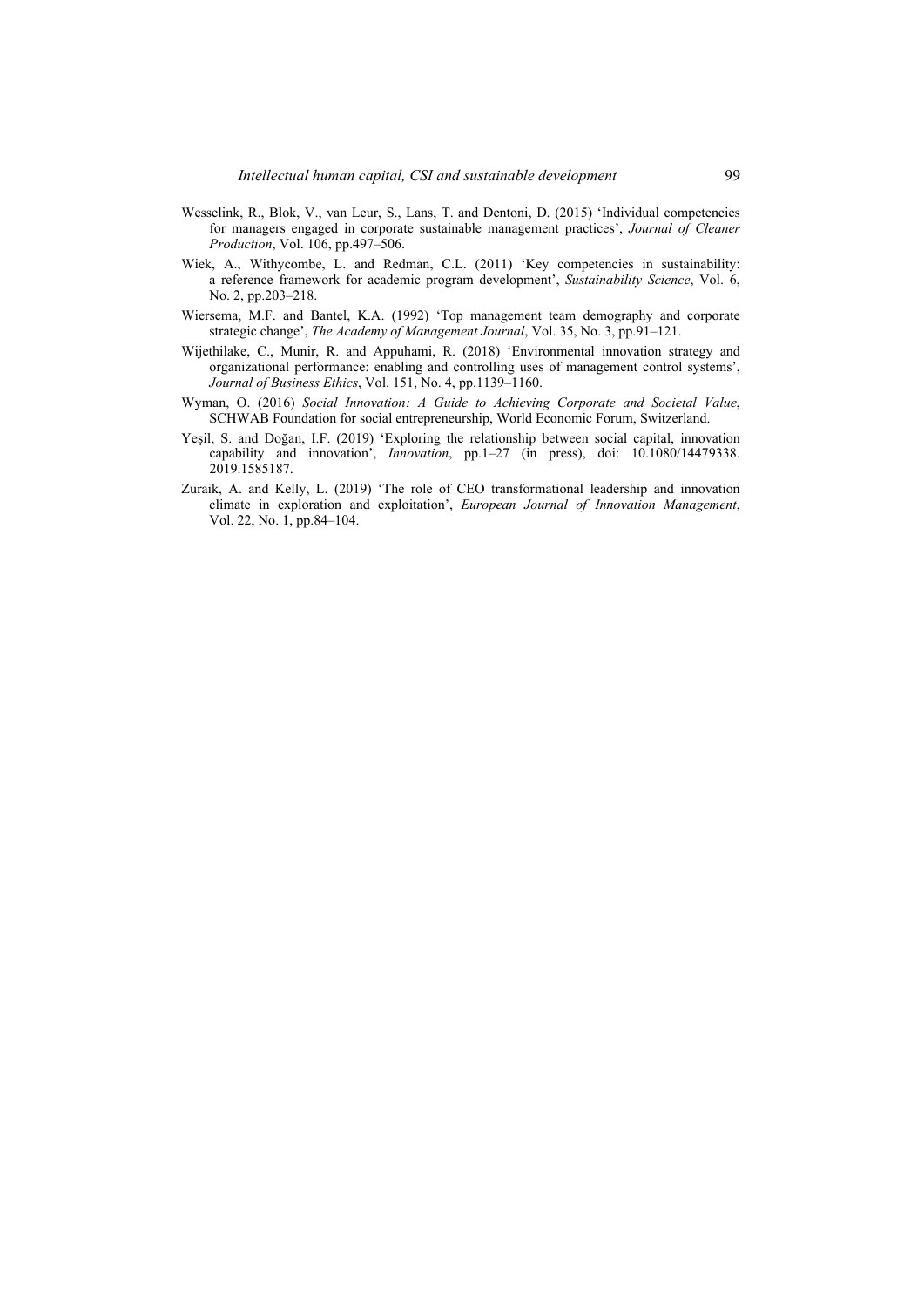Wesselink, R., Blok, V., van Leur, S., Lans, T. and Dentoni, D. (2015) 'Individual competencies for managers engaged in corporate sustainable management practices', *Journal of Cleaner Production*, Vol. 106, pp.497–506.

Wiek, A., Withycombe, L. and Redman, C.L. (2011) 'Key competencies in sustainability: a reference framework for academic program development', *Sustainability Science*, Vol. 6, No. 2, pp.203–218.

Wiersema, M.F. and Bantel, K.A. (1992) 'Top management team demography and corporate strategic change', *The Academy of Management Journal*, Vol. 35, No. 3, pp.91–121.

Wijethilake, C., Munir, R. and Appuhami, R. (2018) 'Environmental innovation strategy and organizational performance: enabling and controlling uses of management control systems', *Journal of Business Ethics*, Vol. 151, No. 4, pp.1139–1160.

Wyman, O. (2016) *Social Innovation: A Guide to Achieving Corporate and Societal Value*, SCHWAB Foundation for social entrepreneurship, World Economic Forum, Switzerland.

Yeşil, S. and Doğan, I.F. (2019) 'Exploring the relationship between social capital, innovation capability and innovation', *Innovation*, pp.1–27 (in press), doi: 10.1080/14479338.2019.1585187.

Zuraik, A. and Kelly, L. (2019) 'The role of CEO transformational leadership and innovation climate in exploration and exploitation', *European Journal of Innovation Management*, Vol. 22, No. 1, pp.84–104.